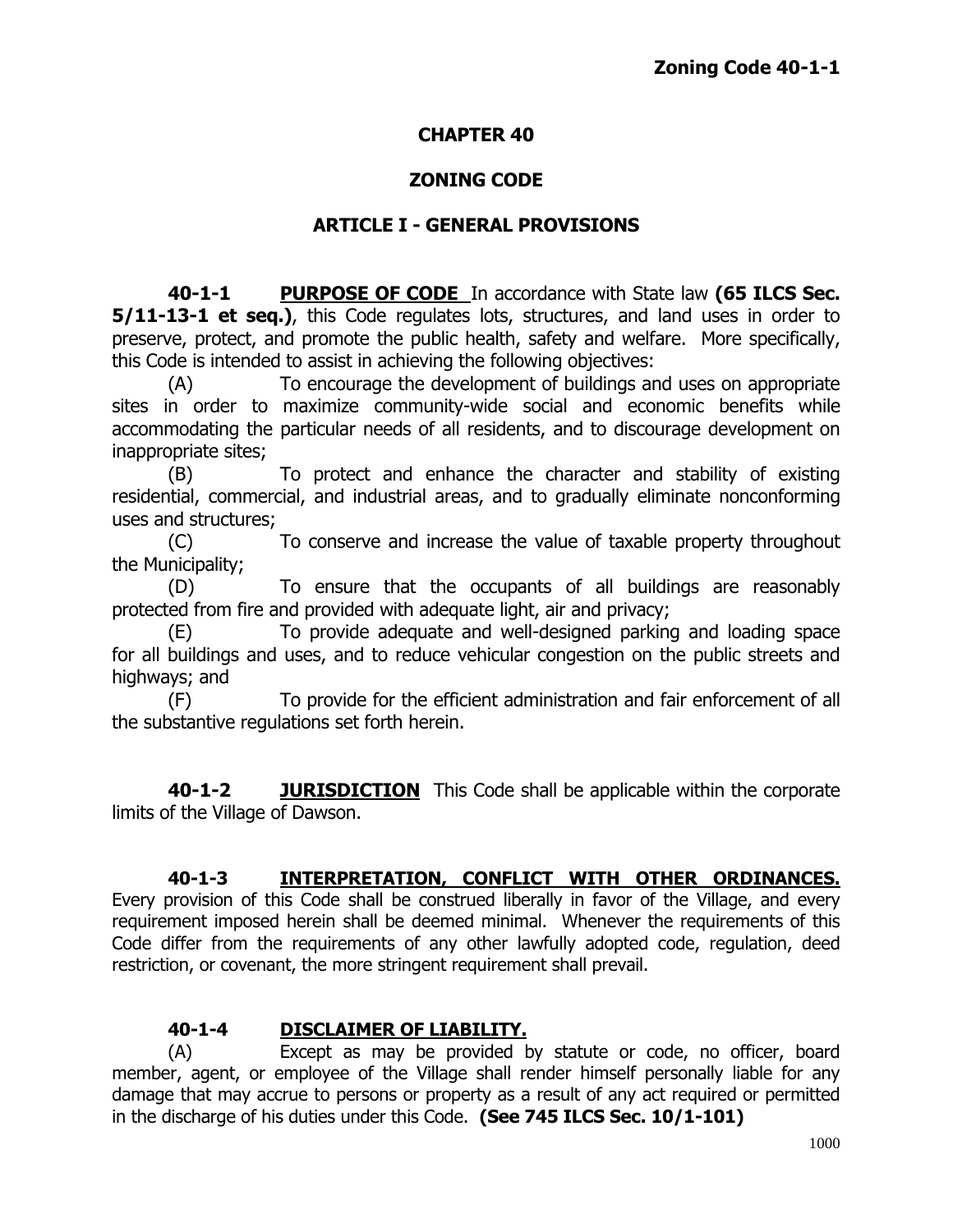# CHAPTER 40

# ZONING CODE

## ARTICLE I - GENERAL PROVISIONS

**40-1-1** **PURPOSE OF CODE** In accordance with State law **(65 ILCS Sec. 5/11-13-1 et seq.)**, this Code regulates lots, structures, and land uses in order to preserve, protect, and promote the public health, safety and welfare. More specifically, this Code is intended to assist in achieving the following objectives:

(A) To encourage the development of buildings and uses on appropriate sites in order to maximize community-wide social and economic benefits while accommodating the particular needs of all residents, and to discourage development on inappropriate sites;

(B) To protect and enhance the character and stability of existing residential, commercial, and industrial areas, and to gradually eliminate nonconforming uses and structures;

(C) To conserve and increase the value of taxable property throughout the Municipality;

(D) To ensure that the occupants of all buildings are reasonably protected from fire and provided with adequate light, air and privacy;

(E) To provide adequate and well-designed parking and loading space for all buildings and uses, and to reduce vehicular congestion on the public streets and highways; and

(F) To provide for the efficient administration and fair enforcement of all the substantive regulations set forth herein.

**40-1-2** **JURISDICTION** This Code shall be applicable within the corporate limits of the Village of Dawson.

**40-1-3** **INTERPRETATION, CONFLICT WITH OTHER ORDINANCES.** Every provision of this Code shall be construed liberally in favor of the Village, and every requirement imposed herein shall be deemed minimal. Whenever the requirements of this Code differ from the requirements of any other lawfully adopted code, regulation, deed restriction, or covenant, the more stringent requirement shall prevail.

**40-1-4** **DISCLAIMER OF LIABILITY.**

(A) Except as may be provided by statute or code, no officer, board member, agent, or employee of the Village shall render himself personally liable for any damage that may accrue to persons or property as a result of any act required or permitted in the discharge of his duties under this Code. **(See 745 ILCS Sec. 10/1-101)**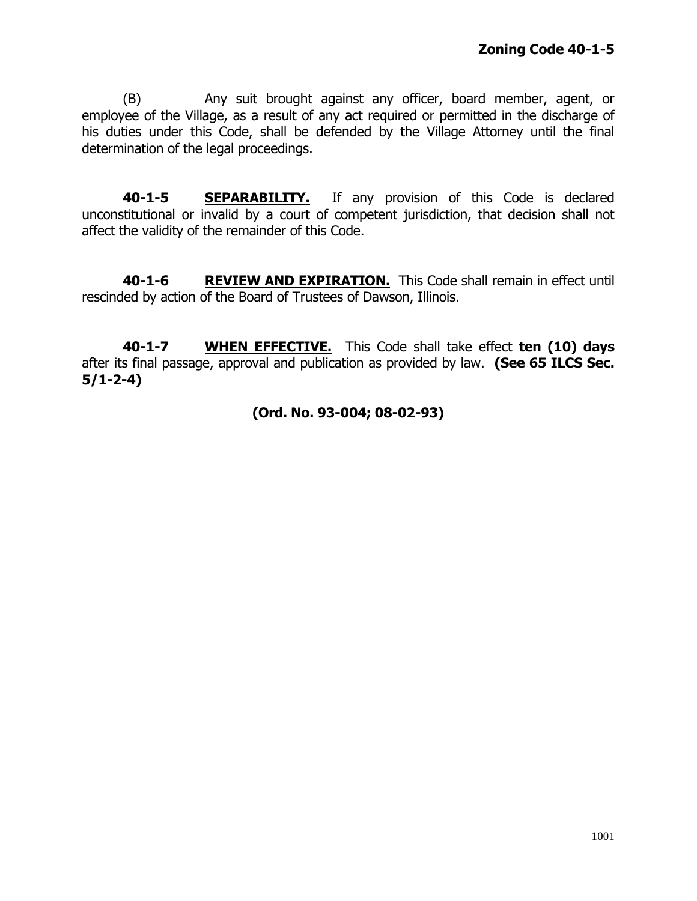(B) Any suit brought against any officer, board member, agent, or employee of the Village, as a result of any act required or permitted in the discharge of his duties under this Code, shall be defended by the Village Attorney until the final determination of the legal proceedings.

**40-1-5 SEPARABILITY.** If any provision of this Code is declared unconstitutional or invalid by a court of competent jurisdiction, that decision shall not affect the validity of the remainder of this Code.

**40-1-6 REVIEW AND EXPIRATION.** This Code shall remain in effect until rescinded by action of the Board of Trustees of Dawson, Illinois.

**40-1-7 WHEN EFFECTIVE.** This Code shall take effect **ten (10) days** after its final passage, approval and publication as provided by law. **(See 65 ILCS Sec. 5/1-2-4)**

**(Ord. No. 93-004; 08-02-93)**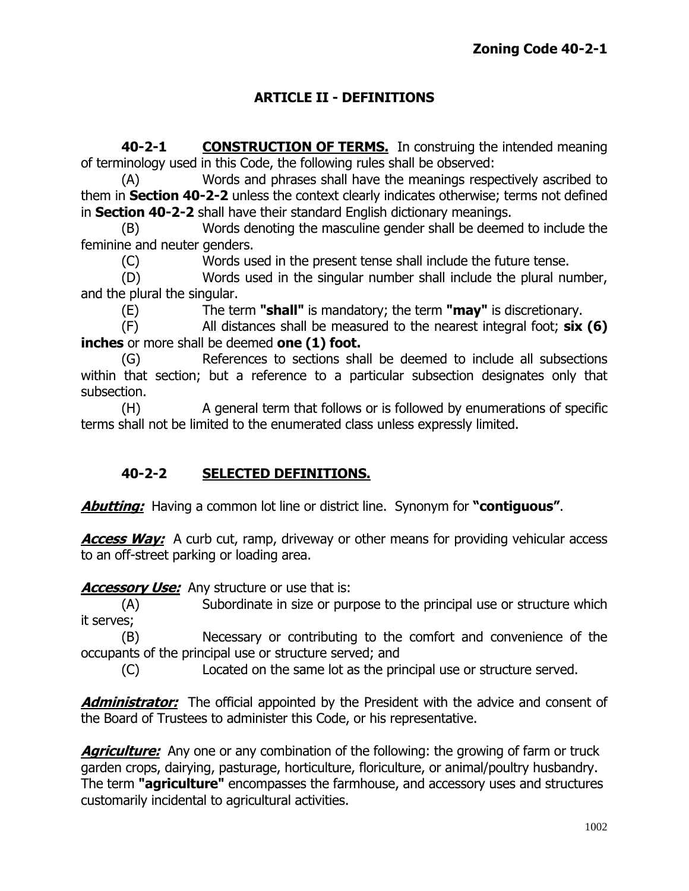## ARTICLE II - DEFINITIONS

**40-2-1 CONSTRUCTION OF TERMS.** In construing the intended meaning of terminology used in this Code, the following rules shall be observed:

(A) Words and phrases shall have the meanings respectively ascribed to them in **Section 40-2-2** unless the context clearly indicates otherwise; terms not defined in **Section 40-2-2** shall have their standard English dictionary meanings.

(B) Words denoting the masculine gender shall be deemed to include the feminine and neuter genders.

(C) Words used in the present tense shall include the future tense.

(D) Words used in the singular number shall include the plural number, and the plural the singular.

(E) The term **"shall"** is mandatory; the term **"may"** is discretionary.

(F) All distances shall be measured to the nearest integral foot; **six (6) inches** or more shall be deemed **one (1) foot.**

(G) References to sections shall be deemed to include all subsections within that section; but a reference to a particular subsection designates only that subsection.

(H) A general term that follows or is followed by enumerations of specific terms shall not be limited to the enumerated class unless expressly limited.

### 40-2-2 SELECTED DEFINITIONS.

***Abutting:*** Having a common lot line or district line. Synonym for **"contiguous"**.

***Access Way:*** A curb cut, ramp, driveway or other means for providing vehicular access to an off-street parking or loading area.

***Accessory Use:*** Any structure or use that is:

(A) Subordinate in size or purpose to the principal use or structure which it serves;

(B) Necessary or contributing to the comfort and convenience of the occupants of the principal use or structure served; and

(C) Located on the same lot as the principal use or structure served.

***Administrator:*** The official appointed by the President with the advice and consent of the Board of Trustees to administer this Code, or his representative.

***Agriculture:*** Any one or any combination of the following: the growing of farm or truck garden crops, dairying, pasturage, horticulture, floriculture, or animal/poultry husbandry. The term **"agriculture"** encompasses the farmhouse, and accessory uses and structures customarily incidental to agricultural activities.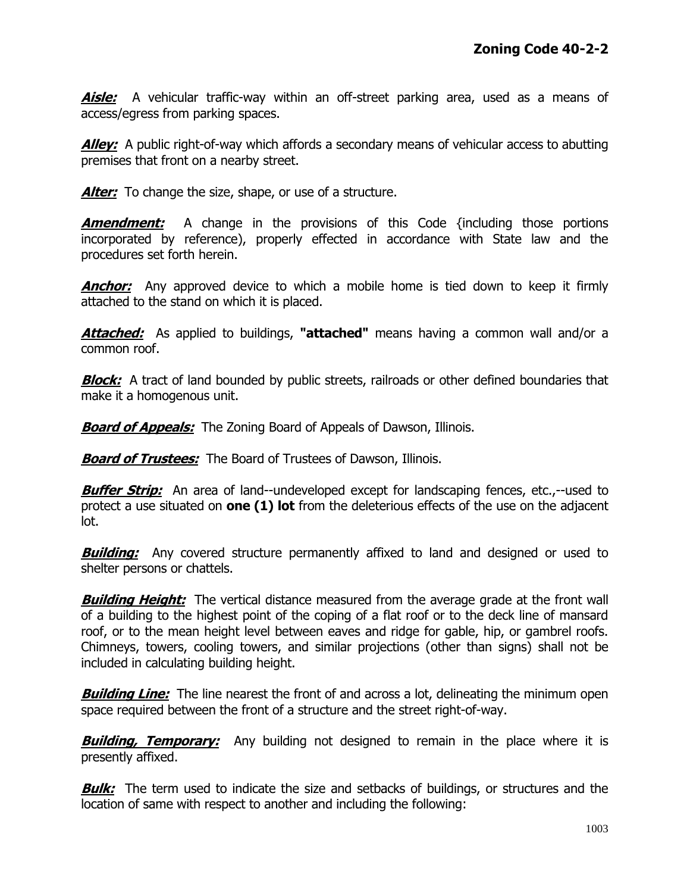***Aisle:*** A vehicular traffic-way within an off-street parking area, used as a means of access/egress from parking spaces.

***Alley:*** A public right-of-way which affords a secondary means of vehicular access to abutting premises that front on a nearby street.

***Alter:*** To change the size, shape, or use of a structure.

***Amendment:*** A change in the provisions of this Code {including those portions incorporated by reference), properly effected in accordance with State law and the procedures set forth herein.

***Anchor:*** Any approved device to which a mobile home is tied down to keep it firmly attached to the stand on which it is placed.

***Attached:*** As applied to buildings, **"attached"** means having a common wall and/or a common roof.

***Block:*** A tract of land bounded by public streets, railroads or other defined boundaries that make it a homogenous unit.

***Board of Appeals:*** The Zoning Board of Appeals of Dawson, Illinois.

***Board of Trustees:*** The Board of Trustees of Dawson, Illinois.

***Buffer Strip:*** An area of land--undeveloped except for landscaping fences, etc.,--used to protect a use situated on **one (1) lot** from the deleterious effects of the use on the adjacent lot.

***Building:*** Any covered structure permanently affixed to land and designed or used to shelter persons or chattels.

***Building Height:*** The vertical distance measured from the average grade at the front wall of a building to the highest point of the coping of a flat roof or to the deck line of mansard roof, or to the mean height level between eaves and ridge for gable, hip, or gambrel roofs. Chimneys, towers, cooling towers, and similar projections (other than signs) shall not be included in calculating building height.

***Building Line:*** The line nearest the front of and across a lot, delineating the minimum open space required between the front of a structure and the street right-of-way.

***Building, Temporary:*** Any building not designed to remain in the place where it is presently affixed.

***Bulk:*** The term used to indicate the size and setbacks of buildings, or structures and the location of same with respect to another and including the following: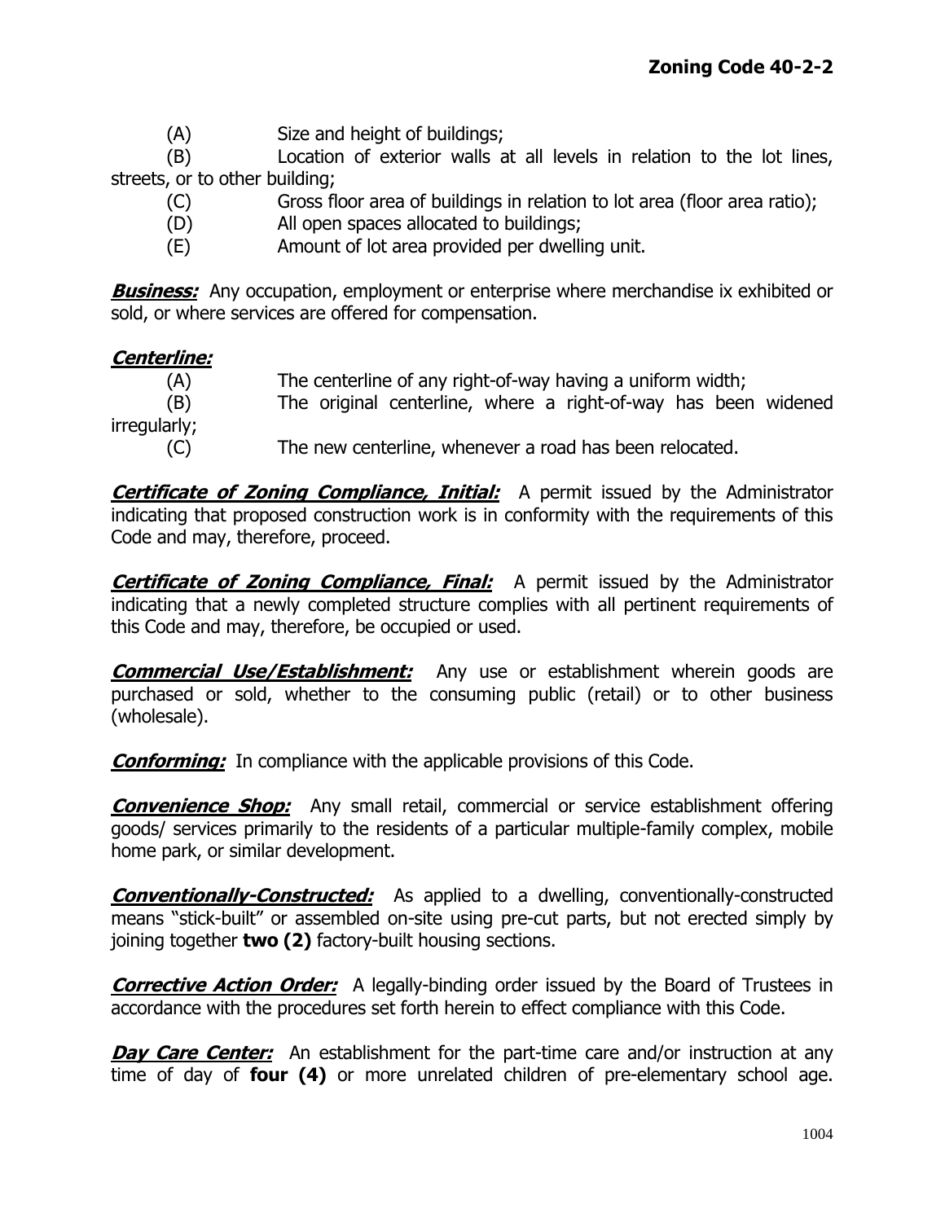(A) Size and height of buildings;

(B) Location of exterior walls at all levels in relation to the lot lines, streets, or to other building;

(C) Gross floor area of buildings in relation to lot area (floor area ratio);

(D) All open spaces allocated to buildings;

(E) Amount of lot area provided per dwelling unit.

***Business:*** Any occupation, employment or enterprise where merchandise ix exhibited or sold, or where services are offered for compensation.

***Centerline:***

(A) The centerline of any right-of-way having a uniform width;

(B) The original centerline, where a right-of-way has been widened irregularly;

(C) The new centerline, whenever a road has been relocated.

***Certificate of Zoning Compliance, Initial:*** A permit issued by the Administrator indicating that proposed construction work is in conformity with the requirements of this Code and may, therefore, proceed.

***Certificate of Zoning Compliance, Final:*** A permit issued by the Administrator indicating that a newly completed structure complies with all pertinent requirements of this Code and may, therefore, be occupied or used.

***Commercial Use/Establishment:*** Any use or establishment wherein goods are purchased or sold, whether to the consuming public (retail) or to other business (wholesale).

***Conforming:*** In compliance with the applicable provisions of this Code.

***Convenience Shop:*** Any small retail, commercial or service establishment offering goods/ services primarily to the residents of a particular multiple-family complex, mobile home park, or similar development.

***Conventionally-Constructed:*** As applied to a dwelling, conventionally-constructed means "stick-built" or assembled on-site using pre-cut parts, but not erected simply by joining together **two (2)** factory-built housing sections.

***Corrective Action Order:*** A legally-binding order issued by the Board of Trustees in accordance with the procedures set forth herein to effect compliance with this Code.

***Day Care Center:*** An establishment for the part-time care and/or instruction at any time of day of **four (4)** or more unrelated children of pre-elementary school age.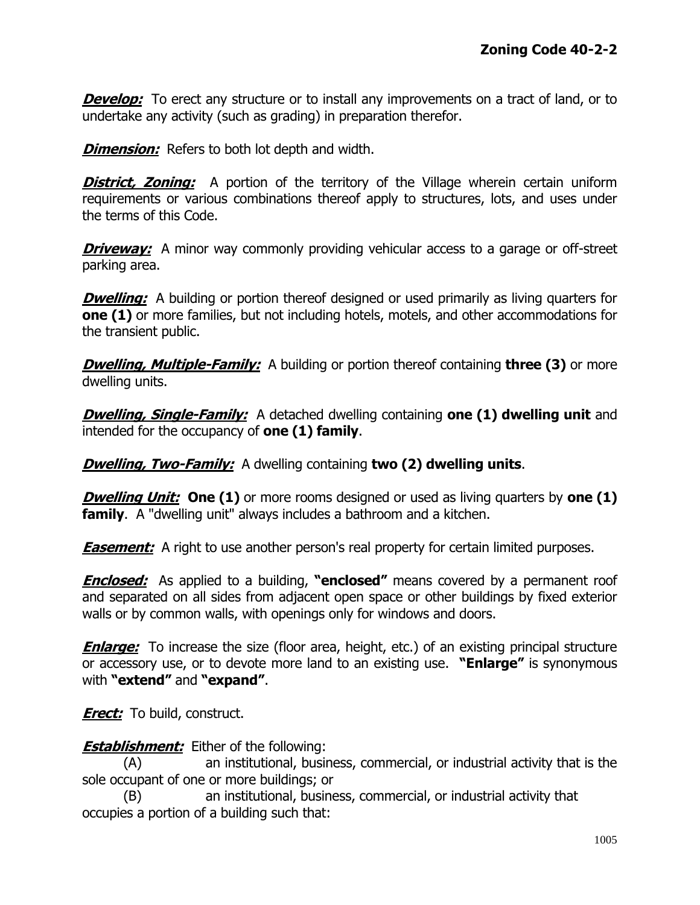***Develop:*** To erect any structure or to install any improvements on a tract of land, or to undertake any activity (such as grading) in preparation therefor.

***Dimension:*** Refers to both lot depth and width.

***District, Zoning:*** A portion of the territory of the Village wherein certain uniform requirements or various combinations thereof apply to structures, lots, and uses under the terms of this Code.

***Driveway:*** A minor way commonly providing vehicular access to a garage or off-street parking area.

***Dwelling:*** A building or portion thereof designed or used primarily as living quarters for **one (1)** or more families, but not including hotels, motels, and other accommodations for the transient public.

***Dwelling, Multiple-Family:*** A building or portion thereof containing **three (3)** or more dwelling units.

***Dwelling, Single-Family:*** A detached dwelling containing **one (1) dwelling unit** and intended for the occupancy of **one (1) family**.

***Dwelling, Two-Family:*** A dwelling containing **two (2) dwelling units**.

***Dwelling Unit:*** **One (1)** or more rooms designed or used as living quarters by **one (1) family**. A "dwelling unit" always includes a bathroom and a kitchen.

***Easement:*** A right to use another person's real property for certain limited purposes.

***Enclosed:*** As applied to a building, **"enclosed"** means covered by a permanent roof and separated on all sides from adjacent open space or other buildings by fixed exterior walls or by common walls, with openings only for windows and doors.

***Enlarge:*** To increase the size (floor area, height, etc.) of an existing principal structure or accessory use, or to devote more land to an existing use. **"Enlarge"** is synonymous with **"extend"** and **"expand"**.

***Erect:*** To build, construct.

***Establishment:*** Either of the following:

(A) an institutional, business, commercial, or industrial activity that is the sole occupant of one or more buildings; or

(B) an institutional, business, commercial, or industrial activity that occupies a portion of a building such that: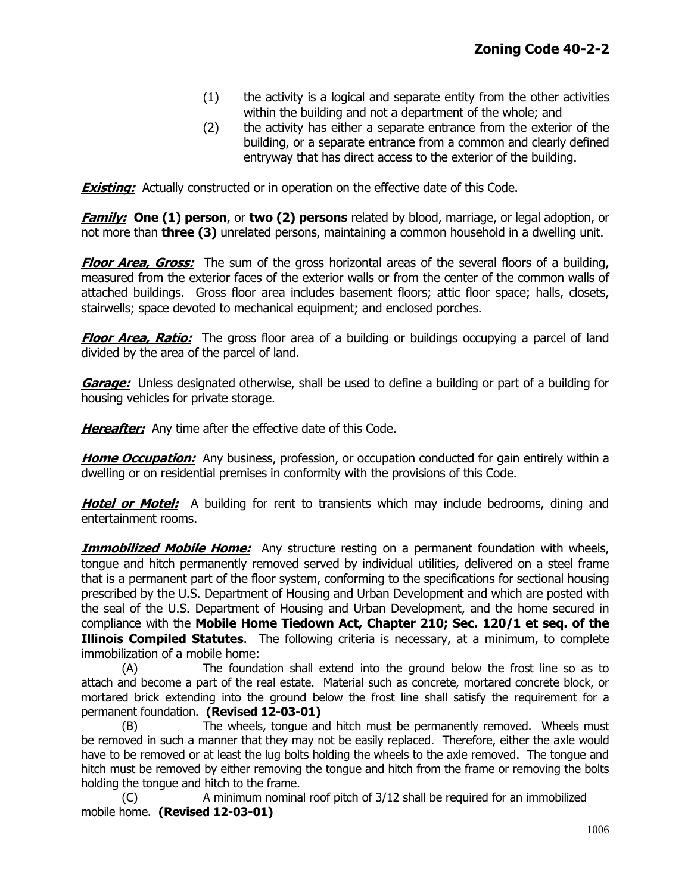(1) the activity is a logical and separate entity from the other activities within the building and not a department of the whole; and

(2) the activity has either a separate entrance from the exterior of the building, or a separate entrance from a common and clearly defined entryway that has direct access to the exterior of the building.

***Existing:*** Actually constructed or in operation on the effective date of this Code.

***Family:*** **One (1) person**, or **two (2) persons** related by blood, marriage, or legal adoption, or not more than **three (3)** unrelated persons, maintaining a common household in a dwelling unit.

***Floor Area, Gross:*** The sum of the gross horizontal areas of the several floors of a building, measured from the exterior faces of the exterior walls or from the center of the common walls of attached buildings. Gross floor area includes basement floors; attic floor space; halls, closets, stairwells; space devoted to mechanical equipment; and enclosed porches.

***Floor Area, Ratio:*** The gross floor area of a building or buildings occupying a parcel of land divided by the area of the parcel of land.

***Garage:*** Unless designated otherwise, shall be used to define a building or part of a building for housing vehicles for private storage.

***Hereafter:*** Any time after the effective date of this Code.

***Home Occupation:*** Any business, profession, or occupation conducted for gain entirely within a dwelling or on residential premises in conformity with the provisions of this Code.

***Hotel or Motel:*** A building for rent to transients which may include bedrooms, dining and entertainment rooms.

***Immobilized Mobile Home:*** Any structure resting on a permanent foundation with wheels, tongue and hitch permanently removed served by individual utilities, delivered on a steel frame that is a permanent part of the floor system, conforming to the specifications for sectional housing prescribed by the U.S. Department of Housing and Urban Development and which are posted with the seal of the U.S. Department of Housing and Urban Development, and the home secured in compliance with the **Mobile Home Tiedown Act, Chapter 210; Sec. 120/1 et seq. of the Illinois Compiled Statutes**. The following criteria is necessary, at a minimum, to complete immobilization of a mobile home:

(A) The foundation shall extend into the ground below the frost line so as to attach and become a part of the real estate. Material such as concrete, mortared concrete block, or mortared brick extending into the ground below the frost line shall satisfy the requirement for a permanent foundation. **(Revised 12-03-01)**

(B) The wheels, tongue and hitch must be permanently removed. Wheels must be removed in such a manner that they may not be easily replaced. Therefore, either the axle would have to be removed or at least the lug bolts holding the wheels to the axle removed. The tongue and hitch must be removed by either removing the tongue and hitch from the frame or removing the bolts holding the tongue and hitch to the frame.

(C) A minimum nominal roof pitch of 3/12 shall be required for an immobilized mobile home. **(Revised 12-03-01)**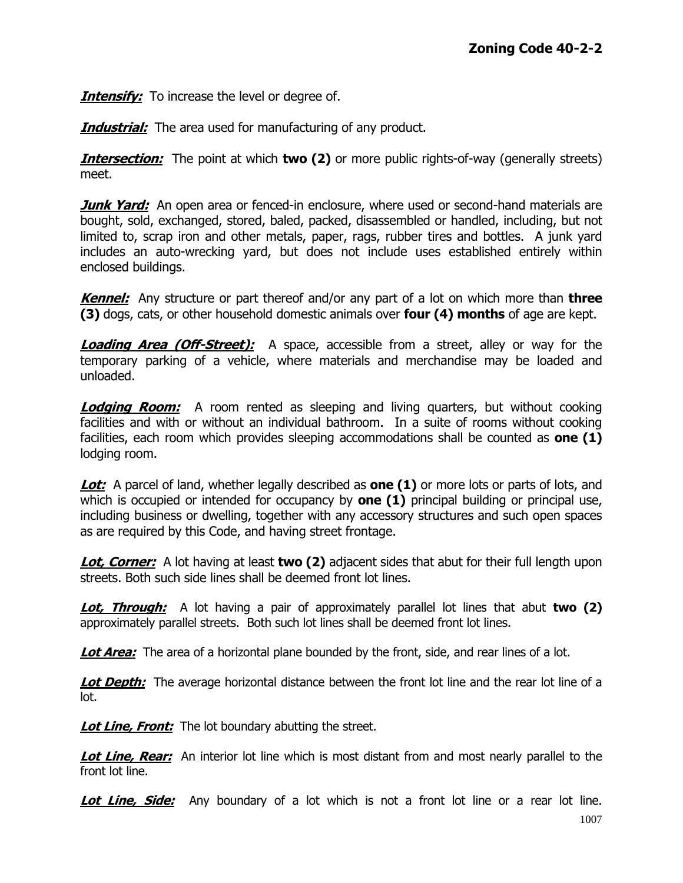***Intensify:*** To increase the level or degree of.

***Industrial:*** The area used for manufacturing of any product.

***Intersection:*** The point at which **two (2)** or more public rights-of-way (generally streets) meet.

***Junk Yard:*** An open area or fenced-in enclosure, where used or second-hand materials are bought, sold, exchanged, stored, baled, packed, disassembled or handled, including, but not limited to, scrap iron and other metals, paper, rags, rubber tires and bottles. A junk yard includes an auto-wrecking yard, but does not include uses established entirely within enclosed buildings.

***Kennel:*** Any structure or part thereof and/or any part of a lot on which more than **three (3)** dogs, cats, or other household domestic animals over **four (4) months** of age are kept.

***Loading Area (Off-Street):*** A space, accessible from a street, alley or way for the temporary parking of a vehicle, where materials and merchandise may be loaded and unloaded.

***Lodging Room:*** A room rented as sleeping and living quarters, but without cooking facilities and with or without an individual bathroom. In a suite of rooms without cooking facilities, each room which provides sleeping accommodations shall be counted as **one (1)** lodging room.

***Lot:*** A parcel of land, whether legally described as **one (1)** or more lots or parts of lots, and which is occupied or intended for occupancy by **one (1)** principal building or principal use, including business or dwelling, together with any accessory structures and such open spaces as are required by this Code, and having street frontage.

***Lot, Corner:*** A lot having at least **two (2)** adjacent sides that abut for their full length upon streets. Both such side lines shall be deemed front lot lines.

***Lot, Through:*** A lot having a pair of approximately parallel lot lines that abut **two (2)** approximately parallel streets. Both such lot lines shall be deemed front lot lines.

***Lot Area:*** The area of a horizontal plane bounded by the front, side, and rear lines of a lot.

***Lot Depth:*** The average horizontal distance between the front lot line and the rear lot line of a lot.

***Lot Line, Front:*** The lot boundary abutting the street.

***Lot Line, Rear:*** An interior lot line which is most distant from and most nearly parallel to the front lot line.

***Lot Line, Side:*** Any boundary of a lot which is not a front lot line or a rear lot line.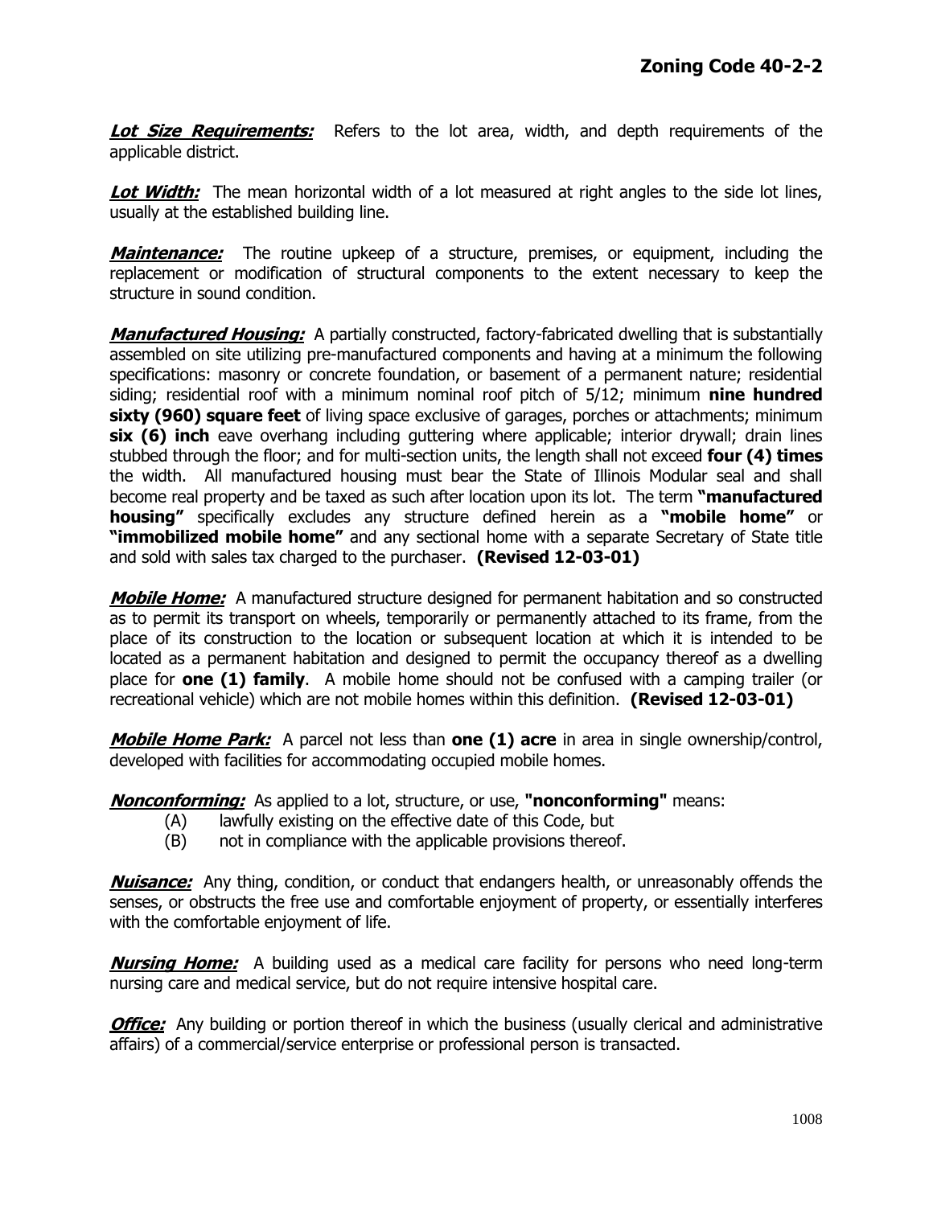***Lot Size Requirements:*** Refers to the lot area, width, and depth requirements of the applicable district.

***Lot Width:*** The mean horizontal width of a lot measured at right angles to the side lot lines, usually at the established building line.

***Maintenance:*** The routine upkeep of a structure, premises, or equipment, including the replacement or modification of structural components to the extent necessary to keep the structure in sound condition.

***Manufactured Housing:*** A partially constructed, factory-fabricated dwelling that is substantially assembled on site utilizing pre-manufactured components and having at a minimum the following specifications: masonry or concrete foundation, or basement of a permanent nature; residential siding; residential roof with a minimum nominal roof pitch of 5/12; minimum **nine hundred sixty (960) square feet** of living space exclusive of garages, porches or attachments; minimum **six (6) inch** eave overhang including guttering where applicable; interior drywall; drain lines stubbed through the floor; and for multi-section units, the length shall not exceed **four (4) times** the width. All manufactured housing must bear the State of Illinois Modular seal and shall become real property and be taxed as such after location upon its lot. The term **"manufactured housing"** specifically excludes any structure defined herein as a **"mobile home"** or **"immobilized mobile home"** and any sectional home with a separate Secretary of State title and sold with sales tax charged to the purchaser. **(Revised 12-03-01)**

***Mobile Home:*** A manufactured structure designed for permanent habitation and so constructed as to permit its transport on wheels, temporarily or permanently attached to its frame, from the place of its construction to the location or subsequent location at which it is intended to be located as a permanent habitation and designed to permit the occupancy thereof as a dwelling place for **one (1) family**. A mobile home should not be confused with a camping trailer (or recreational vehicle) which are not mobile homes within this definition. **(Revised 12-03-01)**

***Mobile Home Park:*** A parcel not less than **one (1) acre** in area in single ownership/control, developed with facilities for accommodating occupied mobile homes.

***Nonconforming:*** As applied to a lot, structure, or use, **"nonconforming"** means:

(A) lawfully existing on the effective date of this Code, but
(B) not in compliance with the applicable provisions thereof.

***Nuisance:*** Any thing, condition, or conduct that endangers health, or unreasonably offends the senses, or obstructs the free use and comfortable enjoyment of property, or essentially interferes with the comfortable enjoyment of life.

***Nursing Home:*** A building used as a medical care facility for persons who need long-term nursing care and medical service, but do not require intensive hospital care.

***Office:*** Any building or portion thereof in which the business (usually clerical and administrative affairs) of a commercial/service enterprise or professional person is transacted.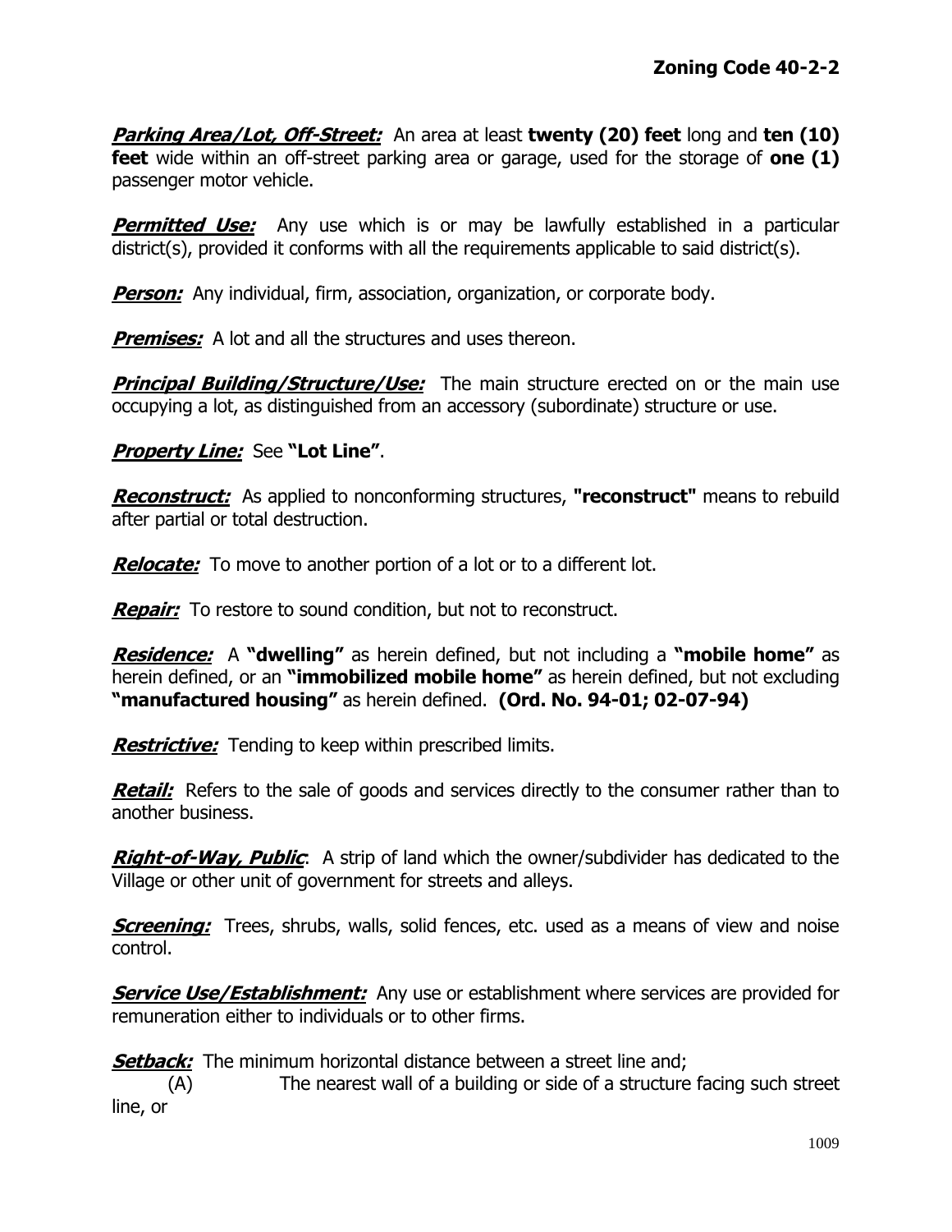***Parking Area/Lot, Off-Street:*** An area at least **twenty (20) feet** long and **ten (10) feet** wide within an off-street parking area or garage, used for the storage of **one (1)** passenger motor vehicle.

***Permitted Use:*** Any use which is or may be lawfully established in a particular district(s), provided it conforms with all the requirements applicable to said district(s).

***Person:*** Any individual, firm, association, organization, or corporate body.

***Premises:*** A lot and all the structures and uses thereon.

***Principal Building/Structure/Use:*** The main structure erected on or the main use occupying a lot, as distinguished from an accessory (subordinate) structure or use.

***Property Line:*** See **"Lot Line"**.

***Reconstruct:*** As applied to nonconforming structures, **"reconstruct"** means to rebuild after partial or total destruction.

***Relocate:*** To move to another portion of a lot or to a different lot.

***Repair:*** To restore to sound condition, but not to reconstruct.

***Residence:*** A **"dwelling"** as herein defined, but not including a **"mobile home"** as herein defined, or an **"immobilized mobile home"** as herein defined, but not excluding **"manufactured housing"** as herein defined. **(Ord. No. 94-01; 02-07-94)**

***Restrictive:*** Tending to keep within prescribed limits.

***Retail:*** Refers to the sale of goods and services directly to the consumer rather than to another business.

***Right-of-Way, Public***: A strip of land which the owner/subdivider has dedicated to the Village or other unit of government for streets and alleys.

***Screening:*** Trees, shrubs, walls, solid fences, etc. used as a means of view and noise control.

***Service Use/Establishment:*** Any use or establishment where services are provided for remuneration either to individuals or to other firms.

***Setback:*** The minimum horizontal distance between a street line and;

(A) The nearest wall of a building or side of a structure facing such street line, or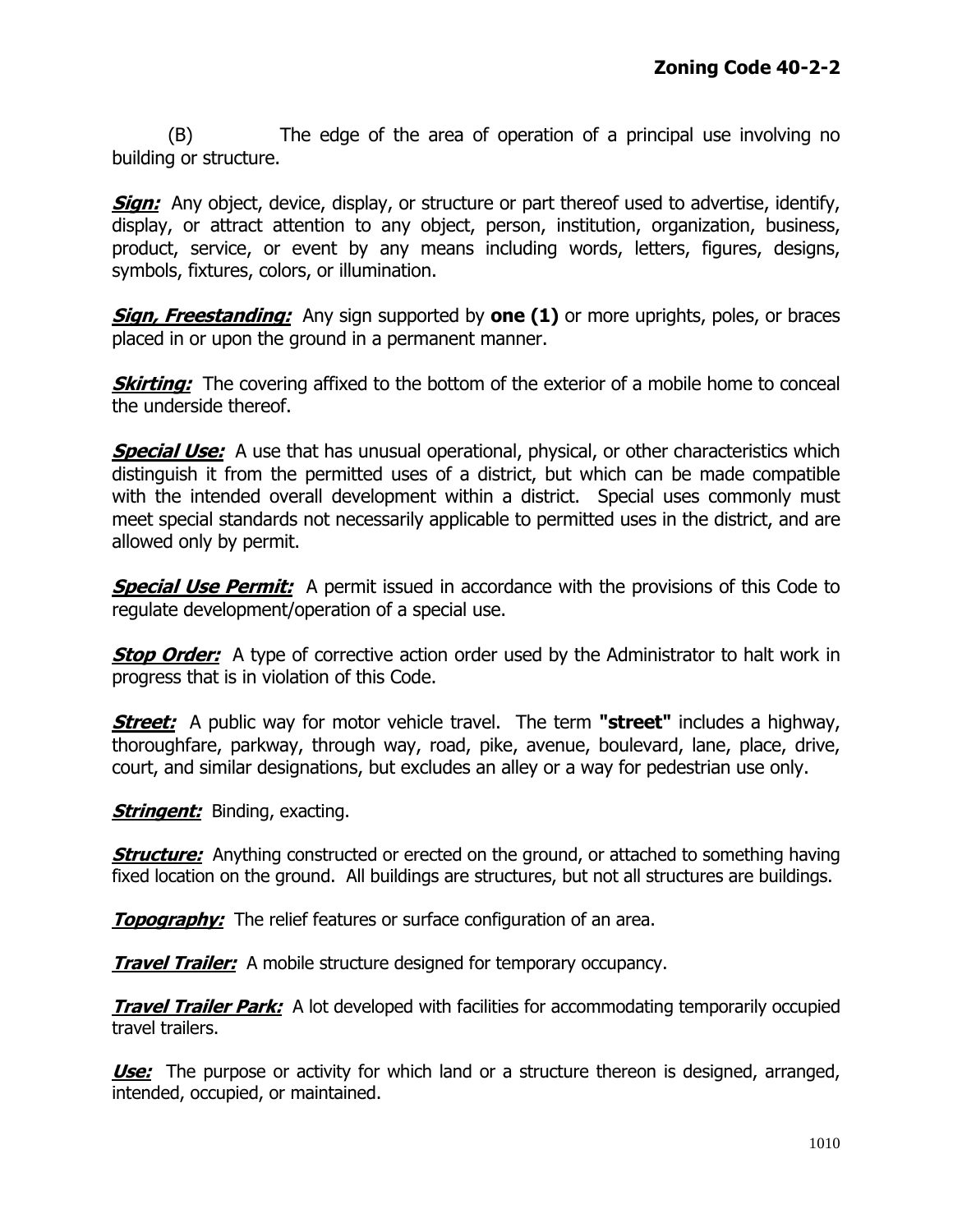(B) The edge of the area of operation of a principal use involving no building or structure.

***Sign:*** Any object, device, display, or structure or part thereof used to advertise, identify, display, or attract attention to any object, person, institution, organization, business, product, service, or event by any means including words, letters, figures, designs, symbols, fixtures, colors, or illumination.

***Sign, Freestanding:*** Any sign supported by **one (1)** or more uprights, poles, or braces placed in or upon the ground in a permanent manner.

***Skirting:*** The covering affixed to the bottom of the exterior of a mobile home to conceal the underside thereof.

***Special Use:*** A use that has unusual operational, physical, or other characteristics which distinguish it from the permitted uses of a district, but which can be made compatible with the intended overall development within a district. Special uses commonly must meet special standards not necessarily applicable to permitted uses in the district, and are allowed only by permit.

***Special Use Permit:*** A permit issued in accordance with the provisions of this Code to regulate development/operation of a special use.

***Stop Order:*** A type of corrective action order used by the Administrator to halt work in progress that is in violation of this Code.

***Street:*** A public way for motor vehicle travel. The term **"street"** includes a highway, thoroughfare, parkway, through way, road, pike, avenue, boulevard, lane, place, drive, court, and similar designations, but excludes an alley or a way for pedestrian use only.

***Stringent:*** Binding, exacting.

***Structure:*** Anything constructed or erected on the ground, or attached to something having fixed location on the ground. All buildings are structures, but not all structures are buildings.

***Topography:*** The relief features or surface configuration of an area.

***Travel Trailer:*** A mobile structure designed for temporary occupancy.

***Travel Trailer Park:*** A lot developed with facilities for accommodating temporarily occupied travel trailers.

***Use:*** The purpose or activity for which land or a structure thereon is designed, arranged, intended, occupied, or maintained.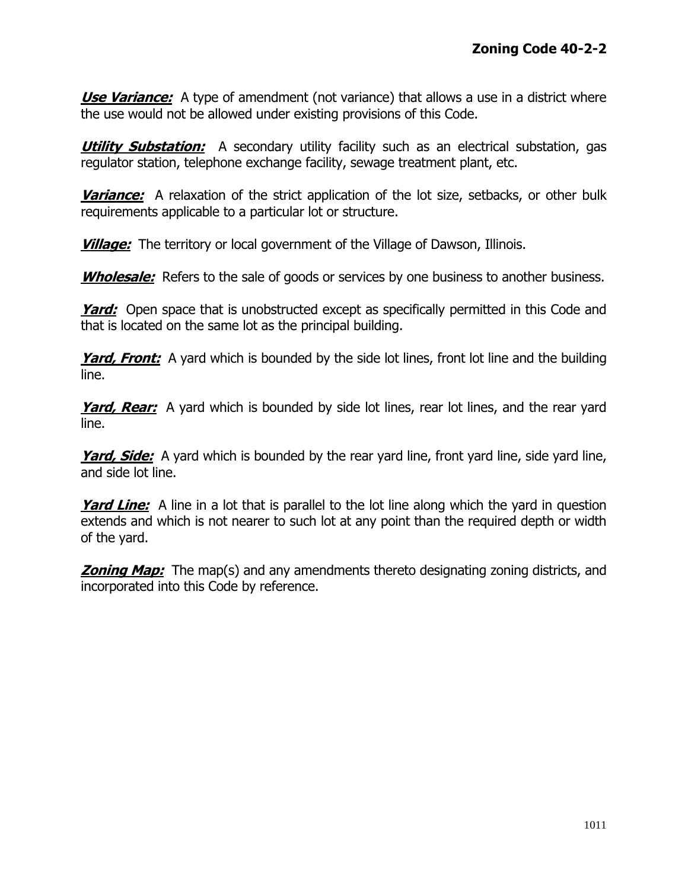***Use Variance:*** A type of amendment (not variance) that allows a use in a district where the use would not be allowed under existing provisions of this Code.

***Utility Substation:*** A secondary utility facility such as an electrical substation, gas regulator station, telephone exchange facility, sewage treatment plant, etc.

***Variance:*** A relaxation of the strict application of the lot size, setbacks, or other bulk requirements applicable to a particular lot or structure.

***Village:*** The territory or local government of the Village of Dawson, Illinois.

***Wholesale:*** Refers to the sale of goods or services by one business to another business.

***Yard:*** Open space that is unobstructed except as specifically permitted in this Code and that is located on the same lot as the principal building.

***Yard, Front:*** A yard which is bounded by the side lot lines, front lot line and the building line.

***Yard, Rear:*** A yard which is bounded by side lot lines, rear lot lines, and the rear yard line.

***Yard, Side:*** A yard which is bounded by the rear yard line, front yard line, side yard line, and side lot line.

***Yard Line:*** A line in a lot that is parallel to the lot line along which the yard in question extends and which is not nearer to such lot at any point than the required depth or width of the yard.

***Zoning Map:*** The map(s) and any amendments thereto designating zoning districts, and incorporated into this Code by reference.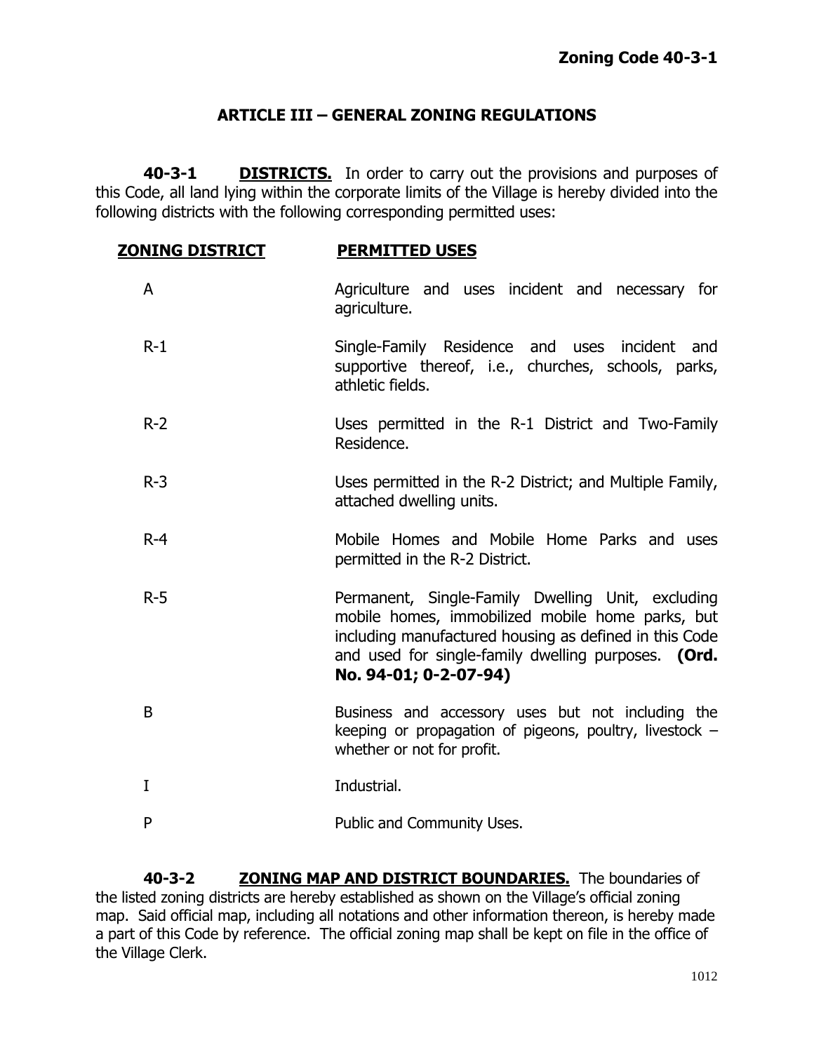## ARTICLE III – GENERAL ZONING REGULATIONS

**40-3-1 <u>DISTRICTS.</u>** In order to carry out the provisions and purposes of this Code, all land lying within the corporate limits of the Village is hereby divided into the following districts with the following corresponding permitted uses:

| ZONING DISTRICT | PERMITTED USES |
|---|---|
| A | Agriculture and uses incident and necessary for agriculture. |
| R-1 | Single-Family Residence and uses incident and supportive thereof, i.e., churches, schools, parks, athletic fields. |
| R-2 | Uses permitted in the R-1 District and Two-Family Residence. |
| R-3 | Uses permitted in the R-2 District; and Multiple Family, attached dwelling units. |
| R-4 | Mobile Homes and Mobile Home Parks and uses permitted in the R-2 District. |
| R-5 | Permanent, Single-Family Dwelling Unit, excluding mobile homes, immobilized mobile home parks, but including manufactured housing as defined in this Code and used for single-family dwelling purposes. **(Ord. No. 94-01; 0-2-07-94)** |
| B | Business and accessory uses but not including the keeping or propagation of pigeons, poultry, livestock – whether or not for profit. |
| I | Industrial. |
| P | Public and Community Uses. |

**40-3-2 <u>ZONING MAP AND DISTRICT BOUNDARIES.</u>** The boundaries of the listed zoning districts are hereby established as shown on the Village's official zoning map. Said official map, including all notations and other information thereon, is hereby made a part of this Code by reference. The official zoning map shall be kept on file in the office of the Village Clerk.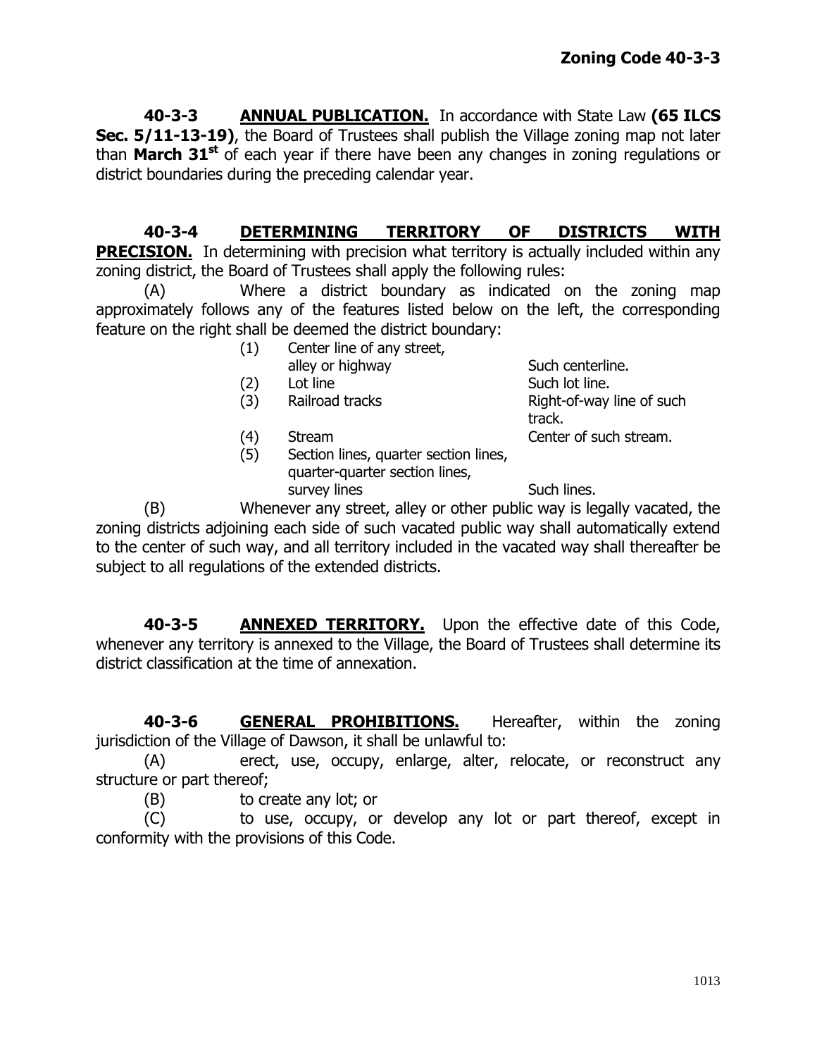**40-3-3 ANNUAL PUBLICATION.** In accordance with State Law **(65 ILCS Sec. 5/11-13-19)**, the Board of Trustees shall publish the Village zoning map not later than **March 31st** of each year if there have been any changes in zoning regulations or district boundaries during the preceding calendar year.

**40-3-4 DETERMINING TERRITORY OF DISTRICTS WITH PRECISION.** In determining with precision what territory is actually included within any zoning district, the Board of Trustees shall apply the following rules:

(A) Where a district boundary as indicated on the zoning map approximately follows any of the features listed below on the left, the corresponding feature on the right shall be deemed the district boundary:

| | | |
|---|---|---|
| (1) | Center line of any street, alley or highway | Such centerline. |
| (2) | Lot line | Such lot line. |
| (3) | Railroad tracks | Right-of-way line of such track. |
| (4) | Stream | Center of such stream. |
| (5) | Section lines, quarter section lines, quarter-quarter section lines, survey lines | Such lines. |

(B) Whenever any street, alley or other public way is legally vacated, the zoning districts adjoining each side of such vacated public way shall automatically extend to the center of such way, and all territory included in the vacated way shall thereafter be subject to all regulations of the extended districts.

**40-3-5 ANNEXED TERRITORY.** Upon the effective date of this Code, whenever any territory is annexed to the Village, the Board of Trustees shall determine its district classification at the time of annexation.

**40-3-6 GENERAL PROHIBITIONS.** Hereafter, within the zoning jurisdiction of the Village of Dawson, it shall be unlawful to:

(A) erect, use, occupy, enlarge, alter, relocate, or reconstruct any structure or part thereof;

(B) to create any lot; or

(C) to use, occupy, or develop any lot or part thereof, except in conformity with the provisions of this Code.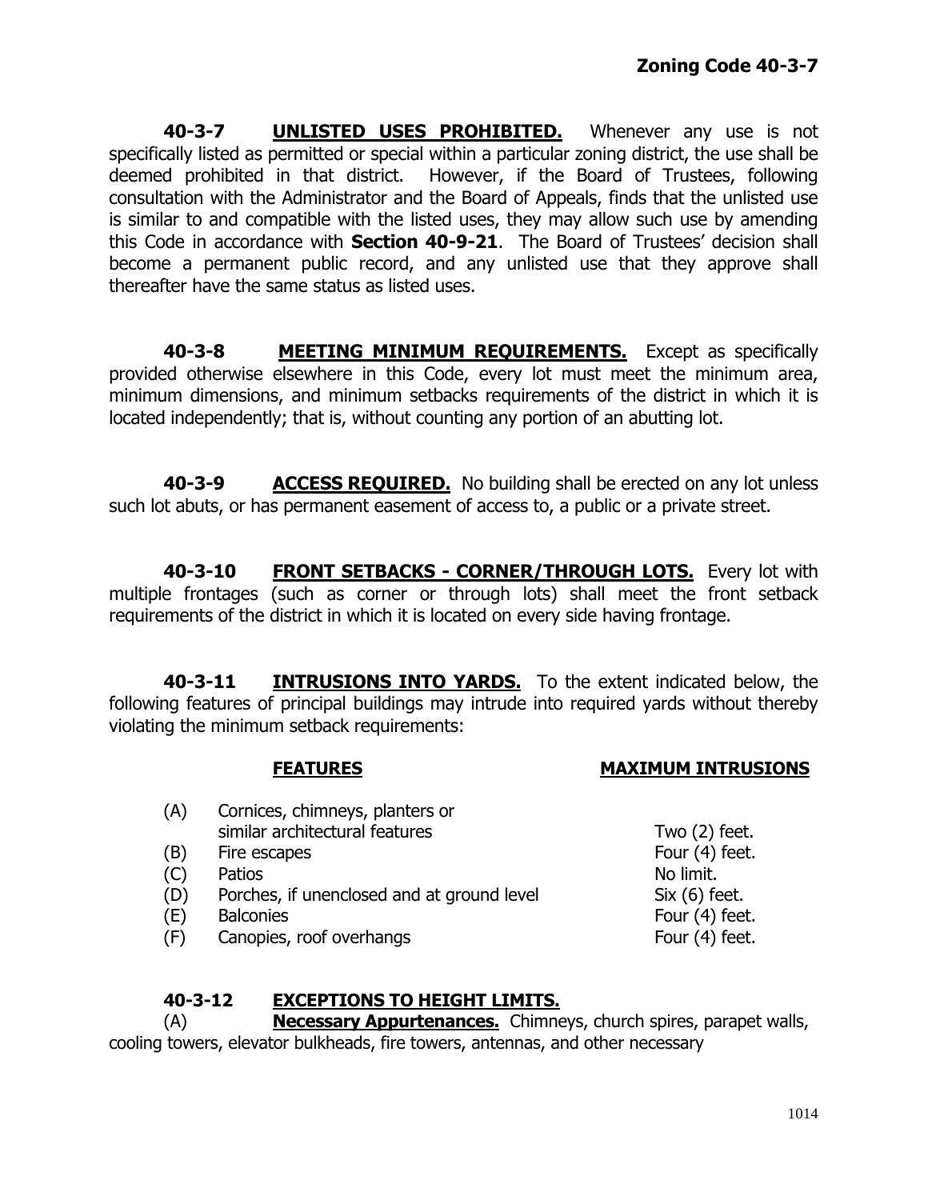**40-3-7 UNLISTED USES PROHIBITED.** Whenever any use is not specifically listed as permitted or special within a particular zoning district, the use shall be deemed prohibited in that district. However, if the Board of Trustees, following consultation with the Administrator and the Board of Appeals, finds that the unlisted use is similar to and compatible with the listed uses, they may allow such use by amending this Code in accordance with **Section 40-9-21**. The Board of Trustees' decision shall become a permanent public record, and any unlisted use that they approve shall thereafter have the same status as listed uses.

**40-3-8 MEETING MINIMUM REQUIREMENTS.** Except as specifically provided otherwise elsewhere in this Code, every lot must meet the minimum area, minimum dimensions, and minimum setbacks requirements of the district in which it is located independently; that is, without counting any portion of an abutting lot.

**40-3-9 ACCESS REQUIRED.** No building shall be erected on any lot unless such lot abuts, or has permanent easement of access to, a public or a private street.

**40-3-10 FRONT SETBACKS - CORNER/THROUGH LOTS.** Every lot with multiple frontages (such as corner or through lots) shall meet the front setback requirements of the district in which it is located on every side having frontage.

**40-3-11 INTRUSIONS INTO YARDS.** To the extent indicated below, the following features of principal buildings may intrude into required yards without thereby violating the minimum setback requirements:

| | FEATURES | MAXIMUM INTRUSIONS |
|---|---|---|
| (A) | Cornices, chimneys, planters or similar architectural features | Two (2) feet. |
| (B) | Fire escapes | Four (4) feet. |
| (C) | Patios | No limit. |
| (D) | Porches, if unenclosed and at ground level | Six (6) feet. |
| (E) | Balconies | Four (4) feet. |
| (F) | Canopies, roof overhangs | Four (4) feet. |

**40-3-12 EXCEPTIONS TO HEIGHT LIMITS.**

(A) **Necessary Appurtenances.** Chimneys, church spires, parapet walls, cooling towers, elevator bulkheads, fire towers, antennas, and other necessary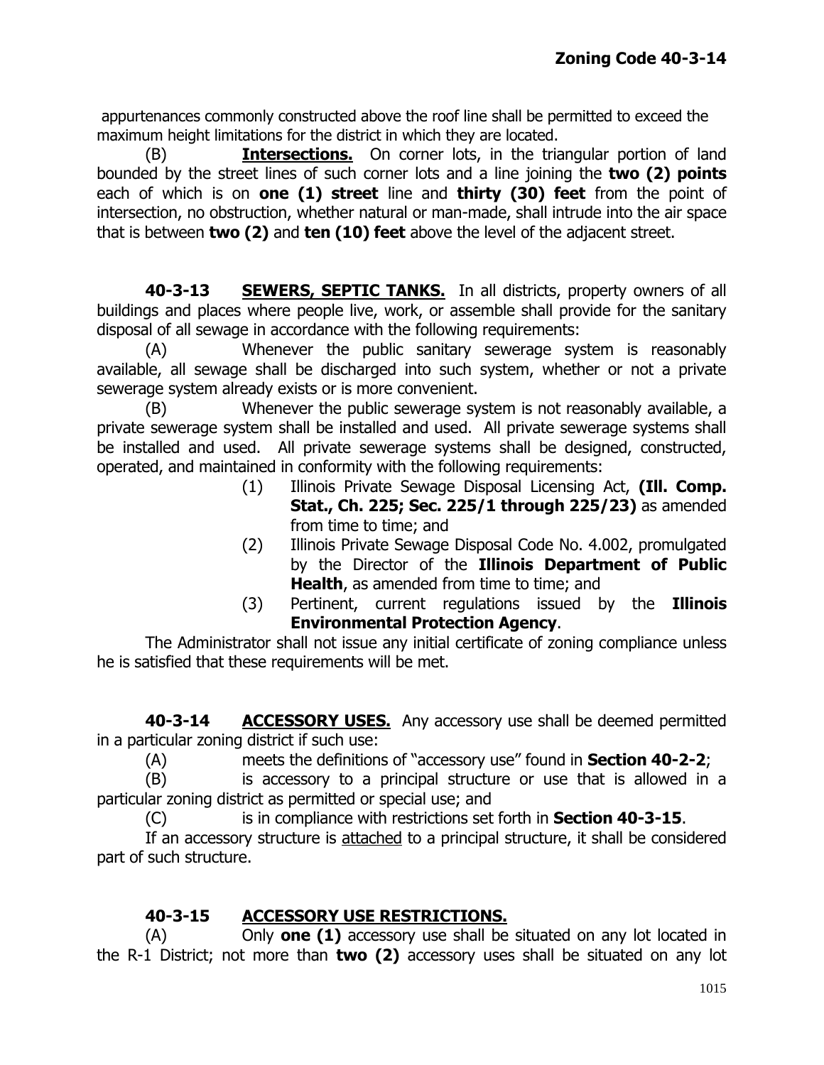appurtenances commonly constructed above the roof line shall be permitted to exceed the maximum height limitations for the district in which they are located.

(B) **Intersections.** On corner lots, in the triangular portion of land bounded by the street lines of such corner lots and a line joining the **two (2) points** each of which is on **one (1) street** line and **thirty (30) feet** from the point of intersection, no obstruction, whether natural or man-made, shall intrude into the air space that is between **two (2)** and **ten (10) feet** above the level of the adjacent street.

**40-3-13 SEWERS, SEPTIC TANKS.** In all districts, property owners of all buildings and places where people live, work, or assemble shall provide for the sanitary disposal of all sewage in accordance with the following requirements:

(A) Whenever the public sanitary sewerage system is reasonably available, all sewage shall be discharged into such system, whether or not a private sewerage system already exists or is more convenient.

(B) Whenever the public sewerage system is not reasonably available, a private sewerage system shall be installed and used. All private sewerage systems shall be installed and used. All private sewerage systems shall be designed, constructed, operated, and maintained in conformity with the following requirements:

(1) Illinois Private Sewage Disposal Licensing Act, **(Ill. Comp. Stat., Ch. 225; Sec. 225/1 through 225/23)** as amended from time to time; and

(2) Illinois Private Sewage Disposal Code No. 4.002, promulgated by the Director of the **Illinois Department of Public Health**, as amended from time to time; and

(3) Pertinent, current regulations issued by the **Illinois Environmental Protection Agency**.

The Administrator shall not issue any initial certificate of zoning compliance unless he is satisfied that these requirements will be met.

**40-3-14 ACCESSORY USES.** Any accessory use shall be deemed permitted in a particular zoning district if such use:

(A) meets the definitions of "accessory use" found in **Section 40-2-2**;

(B) is accessory to a principal structure or use that is allowed in a particular zoning district as permitted or special use; and

(C) is in compliance with restrictions set forth in **Section 40-3-15**.

If an accessory structure is attached to a principal structure, it shall be considered part of such structure.

**40-3-15 ACCESSORY USE RESTRICTIONS.**

(A) Only **one (1)** accessory use shall be situated on any lot located in the R-1 District; not more than **two (2)** accessory uses shall be situated on any lot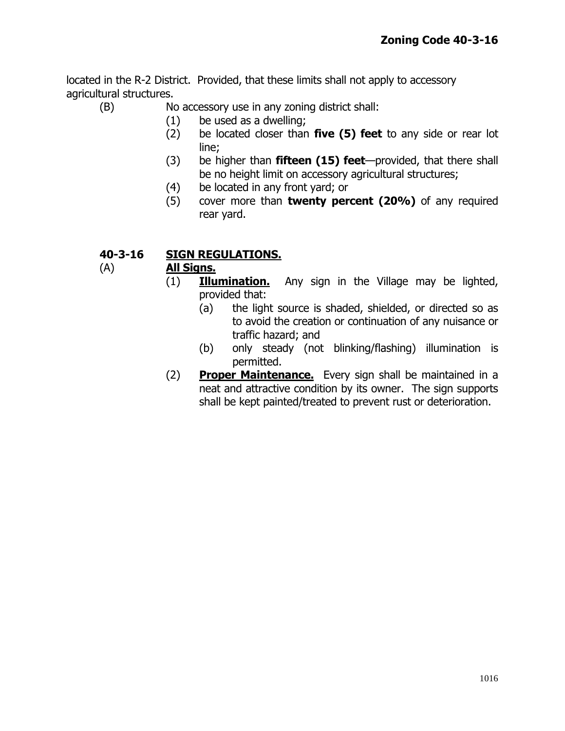located in the R-2 District. Provided, that these limits shall not apply to accessory agricultural structures.

(B) No accessory use in any zoning district shall:

(1) be used as a dwelling;

(2) be located closer than **five (5) feet** to any side or rear lot line;

(3) be higher than **fifteen (15) feet**—provided, that there shall be no height limit on accessory agricultural structures;

(4) be located in any front yard; or

(5) cover more than **twenty percent (20%)** of any required rear yard.

## 40-3-16 SIGN REGULATIONS.

### (A) All Signs.

(1) **Illumination.** Any sign in the Village may be lighted, provided that:

(a) the light source is shaded, shielded, or directed so as to avoid the creation or continuation of any nuisance or traffic hazard; and

(b) only steady (not blinking/flashing) illumination is permitted.

(2) **Proper Maintenance.** Every sign shall be maintained in a neat and attractive condition by its owner. The sign supports shall be kept painted/treated to prevent rust or deterioration.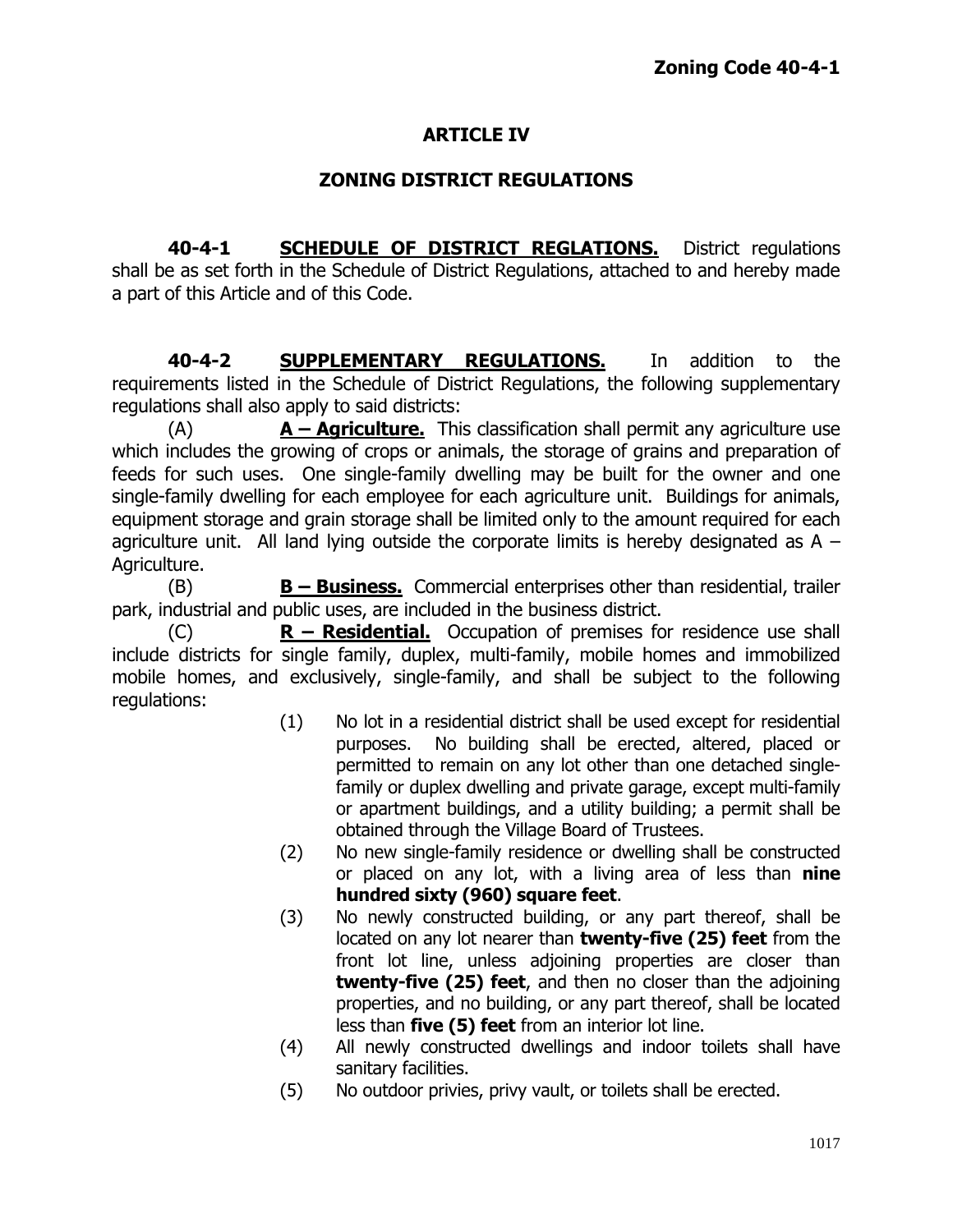## ARTICLE IV

## ZONING DISTRICT REGULATIONS

**40-4-1** **SCHEDULE OF DISTRICT REGLATIONS.** District regulations shall be as set forth in the Schedule of District Regulations, attached to and hereby made a part of this Article and of this Code.

**40-4-2** **SUPPLEMENTARY REGULATIONS.** In addition to the requirements listed in the Schedule of District Regulations, the following supplementary regulations shall also apply to said districts:

(A) **A – Agriculture.** This classification shall permit any agriculture use which includes the growing of crops or animals, the storage of grains and preparation of feeds for such uses. One single-family dwelling may be built for the owner and one single-family dwelling for each employee for each agriculture unit. Buildings for animals, equipment storage and grain storage shall be limited only to the amount required for each agriculture unit. All land lying outside the corporate limits is hereby designated as A – Agriculture.

(B) **B – Business.** Commercial enterprises other than residential, trailer park, industrial and public uses, are included in the business district.

(C) **R – Residential.** Occupation of premises for residence use shall include districts for single family, duplex, multi-family, mobile homes and immobilized mobile homes, and exclusively, single-family, and shall be subject to the following regulations:

(1) No lot in a residential district shall be used except for residential purposes. No building shall be erected, altered, placed or permitted to remain on any lot other than one detached single-family or duplex dwelling and private garage, except multi-family or apartment buildings, and a utility building; a permit shall be obtained through the Village Board of Trustees.

(2) No new single-family residence or dwelling shall be constructed or placed on any lot, with a living area of less than **nine hundred sixty (960) square feet**.

(3) No newly constructed building, or any part thereof, shall be located on any lot nearer than **twenty-five (25) feet** from the front lot line, unless adjoining properties are closer than **twenty-five (25) feet**, and then no closer than the adjoining properties, and no building, or any part thereof, shall be located less than **five (5) feet** from an interior lot line.

(4) All newly constructed dwellings and indoor toilets shall have sanitary facilities.

(5) No outdoor privies, privy vault, or toilets shall be erected.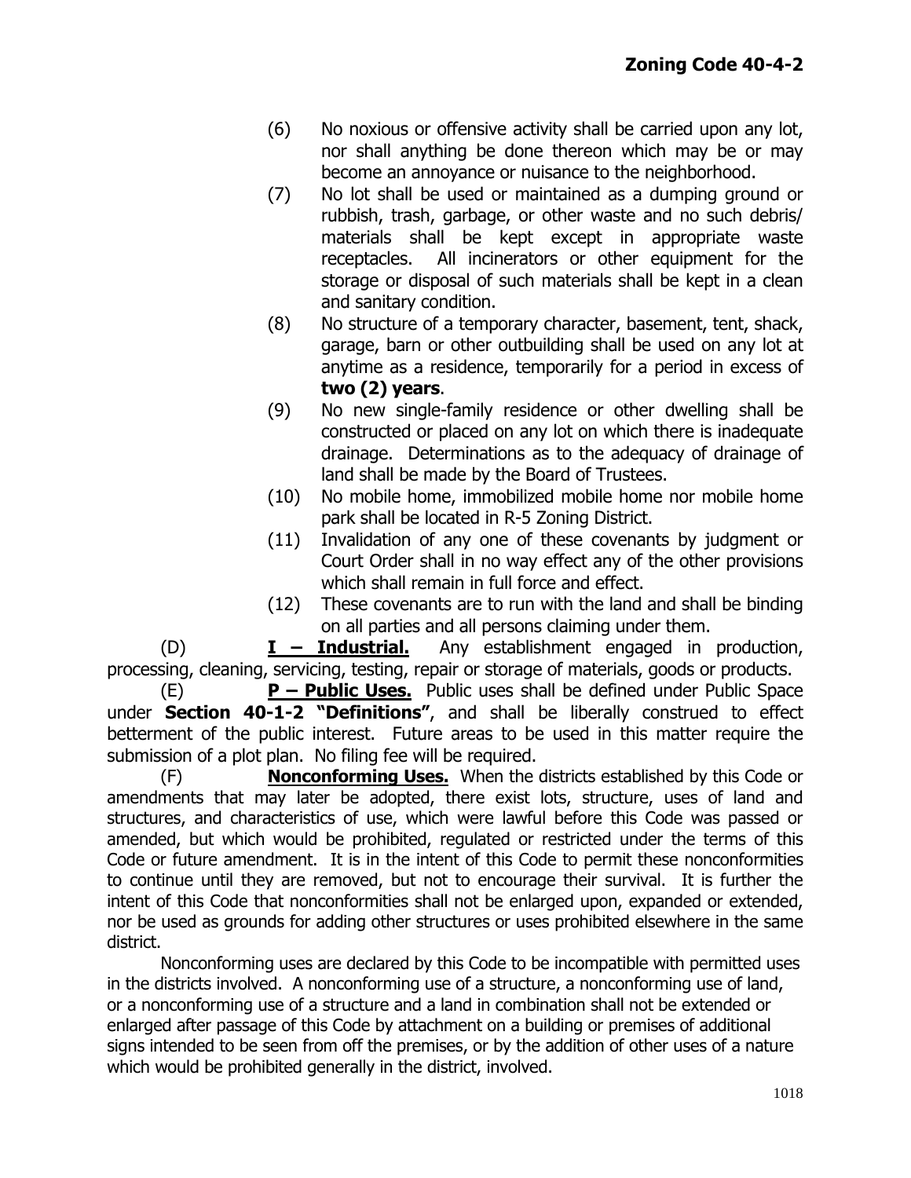(6) No noxious or offensive activity shall be carried upon any lot, nor shall anything be done thereon which may be or may become an annoyance or nuisance to the neighborhood.

(7) No lot shall be used or maintained as a dumping ground or rubbish, trash, garbage, or other waste and no such debris/ materials shall be kept except in appropriate waste receptacles. All incinerators or other equipment for the storage or disposal of such materials shall be kept in a clean and sanitary condition.

(8) No structure of a temporary character, basement, tent, shack, garage, barn or other outbuilding shall be used on any lot at anytime as a residence, temporarily for a period in excess of **two (2) years**.

(9) No new single-family residence or other dwelling shall be constructed or placed on any lot on which there is inadequate drainage. Determinations as to the adequacy of drainage of land shall be made by the Board of Trustees.

(10) No mobile home, immobilized mobile home nor mobile home park shall be located in R-5 Zoning District.

(11) Invalidation of any one of these covenants by judgment or Court Order shall in no way effect any of the other provisions which shall remain in full force and effect.

(12) These covenants are to run with the land and shall be binding on all parties and all persons claiming under them.

(D) **I – Industrial.** Any establishment engaged in production, processing, cleaning, servicing, testing, repair or storage of materials, goods or products.

(E) **P – Public Uses.** Public uses shall be defined under Public Space under **Section 40-1-2 "Definitions"**, and shall be liberally construed to effect betterment of the public interest. Future areas to be used in this matter require the submission of a plot plan. No filing fee will be required.

(F) **Nonconforming Uses.** When the districts established by this Code or amendments that may later be adopted, there exist lots, structure, uses of land and structures, and characteristics of use, which were lawful before this Code was passed or amended, but which would be prohibited, regulated or restricted under the terms of this Code or future amendment. It is in the intent of this Code to permit these nonconformities to continue until they are removed, but not to encourage their survival. It is further the intent of this Code that nonconformities shall not be enlarged upon, expanded or extended, nor be used as grounds for adding other structures or uses prohibited elsewhere in the same district.

Nonconforming uses are declared by this Code to be incompatible with permitted uses in the districts involved. A nonconforming use of a structure, a nonconforming use of land, or a nonconforming use of a structure and a land in combination shall not be extended or enlarged after passage of this Code by attachment on a building or premises of additional signs intended to be seen from off the premises, or by the addition of other uses of a nature which would be prohibited generally in the district, involved.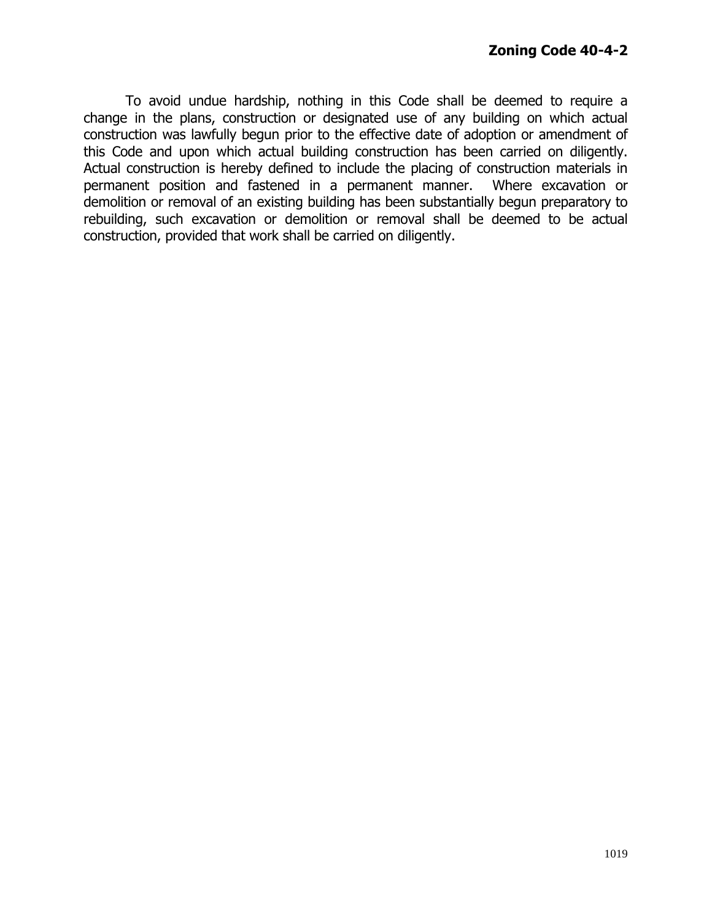To avoid undue hardship, nothing in this Code shall be deemed to require a change in the plans, construction or designated use of any building on which actual construction was lawfully begun prior to the effective date of adoption or amendment of this Code and upon which actual building construction has been carried on diligently. Actual construction is hereby defined to include the placing of construction materials in permanent position and fastened in a permanent manner. Where excavation or demolition or removal of an existing building has been substantially begun preparatory to rebuilding, such excavation or demolition or removal shall be deemed to be actual construction, provided that work shall be carried on diligently.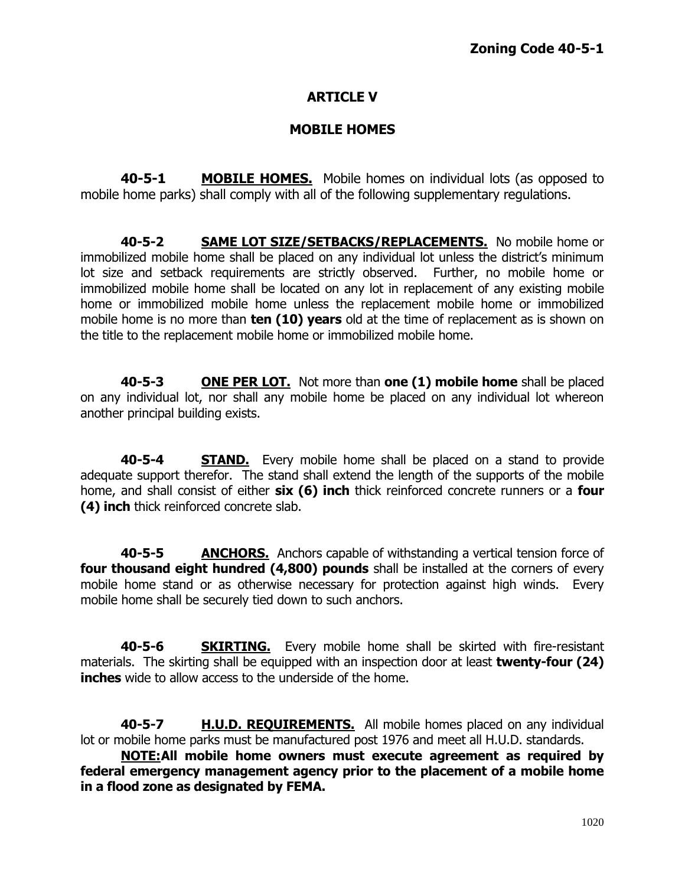# ARTICLE V

## MOBILE HOMES

**40-5-1** **MOBILE HOMES.** Mobile homes on individual lots (as opposed to mobile home parks) shall comply with all of the following supplementary regulations.

**40-5-2** **SAME LOT SIZE/SETBACKS/REPLACEMENTS.** No mobile home or immobilized mobile home shall be placed on any individual lot unless the district's minimum lot size and setback requirements are strictly observed. Further, no mobile home or immobilized mobile home shall be located on any lot in replacement of any existing mobile home or immobilized mobile home unless the replacement mobile home or immobilized mobile home is no more than **ten (10) years** old at the time of replacement as is shown on the title to the replacement mobile home or immobilized mobile home.

**40-5-3** **ONE PER LOT.** Not more than **one (1) mobile home** shall be placed on any individual lot, nor shall any mobile home be placed on any individual lot whereon another principal building exists.

**40-5-4** **STAND.** Every mobile home shall be placed on a stand to provide adequate support therefor. The stand shall extend the length of the supports of the mobile home, and shall consist of either **six (6) inch** thick reinforced concrete runners or a **four (4) inch** thick reinforced concrete slab.

**40-5-5** **ANCHORS.** Anchors capable of withstanding a vertical tension force of **four thousand eight hundred (4,800) pounds** shall be installed at the corners of every mobile home stand or as otherwise necessary for protection against high winds. Every mobile home shall be securely tied down to such anchors.

**40-5-6** **SKIRTING.** Every mobile home shall be skirted with fire-resistant materials. The skirting shall be equipped with an inspection door at least **twenty-four (24) inches** wide to allow access to the underside of the home.

**40-5-7** **H.U.D. REQUIREMENTS.** All mobile homes placed on any individual lot or mobile home parks must be manufactured post 1976 and meet all H.U.D. standards.

**NOTE: All mobile home owners must execute agreement as required by federal emergency management agency prior to the placement of a mobile home in a flood zone as designated by FEMA.**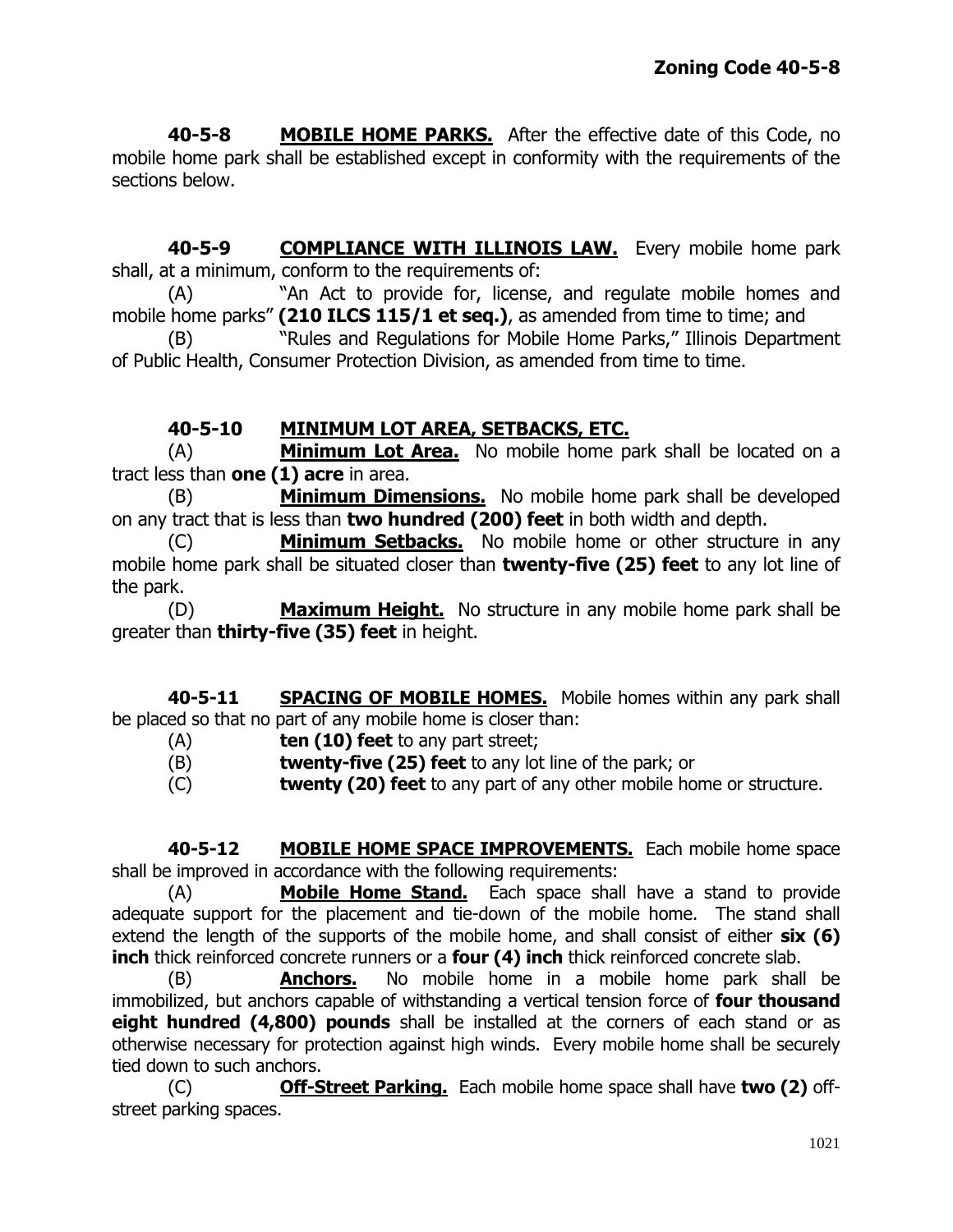**40-5-8 MOBILE HOME PARKS.** After the effective date of this Code, no mobile home park shall be established except in conformity with the requirements of the sections below.

**40-5-9 COMPLIANCE WITH ILLINOIS LAW.** Every mobile home park shall, at a minimum, conform to the requirements of:

(A) "An Act to provide for, license, and regulate mobile homes and mobile home parks" **(210 ILCS 115/1 et seq.)**, as amended from time to time; and

(B) "Rules and Regulations for Mobile Home Parks," Illinois Department of Public Health, Consumer Protection Division, as amended from time to time.

**40-5-10 MINIMUM LOT AREA, SETBACKS, ETC.**

(A) **Minimum Lot Area.** No mobile home park shall be located on a tract less than **one (1) acre** in area.

(B) **Minimum Dimensions.** No mobile home park shall be developed on any tract that is less than **two hundred (200) feet** in both width and depth.

(C) **Minimum Setbacks.** No mobile home or other structure in any mobile home park shall be situated closer than **twenty-five (25) feet** to any lot line of the park.

(D) **Maximum Height.** No structure in any mobile home park shall be greater than **thirty-five (35) feet** in height.

**40-5-11 SPACING OF MOBILE HOMES.** Mobile homes within any park shall be placed so that no part of any mobile home is closer than:

(A) **ten (10) feet** to any part street;

(B) **twenty-five (25) feet** to any lot line of the park; or

(C) **twenty (20) feet** to any part of any other mobile home or structure.

**40-5-12 MOBILE HOME SPACE IMPROVEMENTS.** Each mobile home space shall be improved in accordance with the following requirements:

(A) **Mobile Home Stand.** Each space shall have a stand to provide adequate support for the placement and tie-down of the mobile home. The stand shall extend the length of the supports of the mobile home, and shall consist of either **six (6) inch** thick reinforced concrete runners or a **four (4) inch** thick reinforced concrete slab.

(B) **Anchors.** No mobile home in a mobile home park shall be immobilized, but anchors capable of withstanding a vertical tension force of **four thousand eight hundred (4,800) pounds** shall be installed at the corners of each stand or as otherwise necessary for protection against high winds. Every mobile home shall be securely tied down to such anchors.

(C) **Off-Street Parking.** Each mobile home space shall have **two (2)** off-street parking spaces.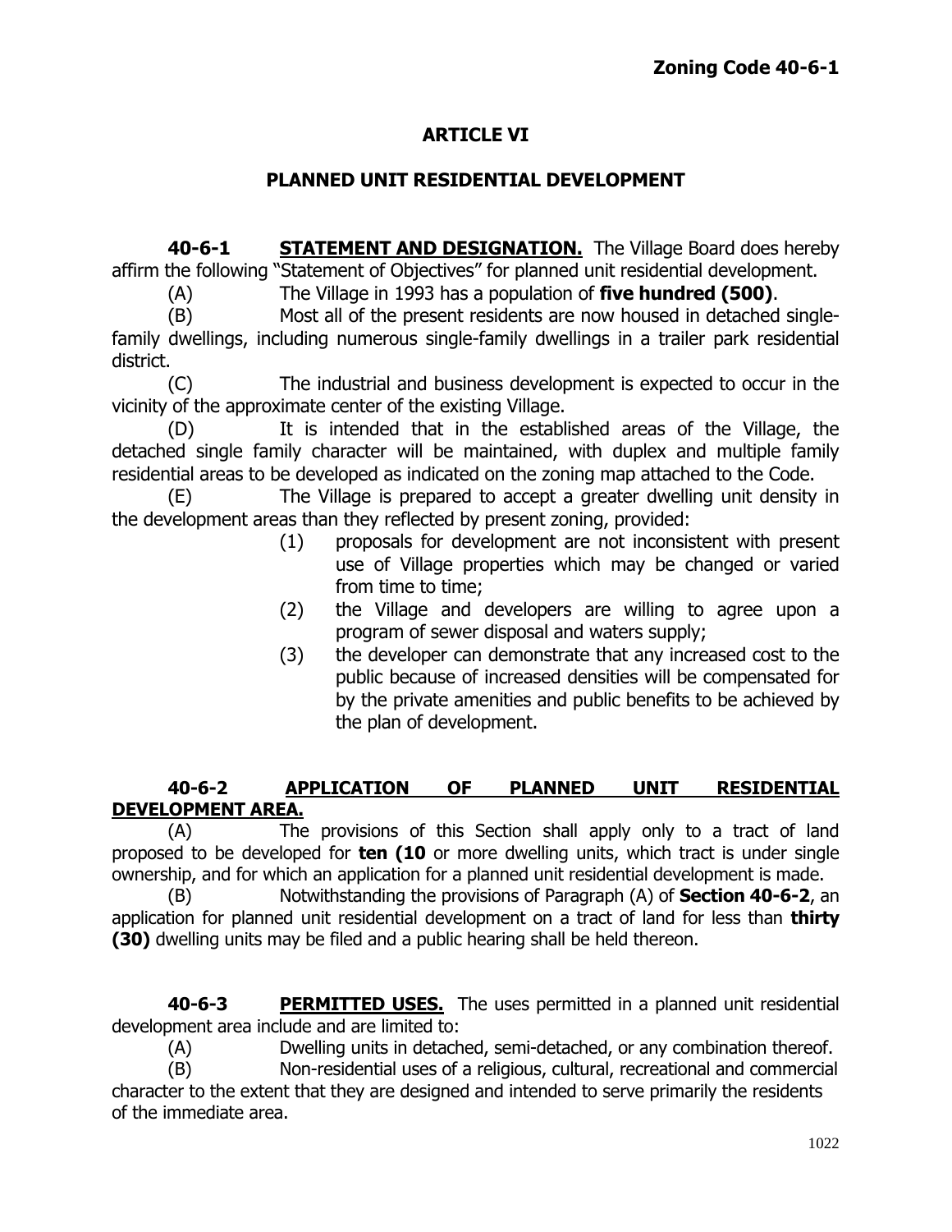# ARTICLE VI

## PLANNED UNIT RESIDENTIAL DEVELOPMENT

**40-6-1** **STATEMENT AND DESIGNATION.** The Village Board does hereby affirm the following "Statement of Objectives" for planned unit residential development.

(A) The Village in 1993 has a population of **five hundred (500)**.

(B) Most all of the present residents are now housed in detached single-family dwellings, including numerous single-family dwellings in a trailer park residential district.

(C) The industrial and business development is expected to occur in the vicinity of the approximate center of the existing Village.

(D) It is intended that in the established areas of the Village, the detached single family character will be maintained, with duplex and multiple family residential areas to be developed as indicated on the zoning map attached to the Code.

(E) The Village is prepared to accept a greater dwelling unit density in the development areas than they reflected by present zoning, provided:

(1) proposals for development are not inconsistent with present use of Village properties which may be changed or varied from time to time;

(2) the Village and developers are willing to agree upon a program of sewer disposal and waters supply;

(3) the developer can demonstrate that any increased cost to the public because of increased densities will be compensated for by the private amenities and public benefits to be achieved by the plan of development.

**40-6-2** **APPLICATION OF PLANNED UNIT RESIDENTIAL DEVELOPMENT AREA.**

(A) The provisions of this Section shall apply only to a tract of land proposed to be developed for **ten (10** or more dwelling units, which tract is under single ownership, and for which an application for a planned unit residential development is made.

(B) Notwithstanding the provisions of Paragraph (A) of **Section 40-6-2**, an application for planned unit residential development on a tract of land for less than **thirty (30)** dwelling units may be filed and a public hearing shall be held thereon.

**40-6-3** **PERMITTED USES.** The uses permitted in a planned unit residential development area include and are limited to:

(A) Dwelling units in detached, semi-detached, or any combination thereof.

(B) Non-residential uses of a religious, cultural, recreational and commercial character to the extent that they are designed and intended to serve primarily the residents of the immediate area.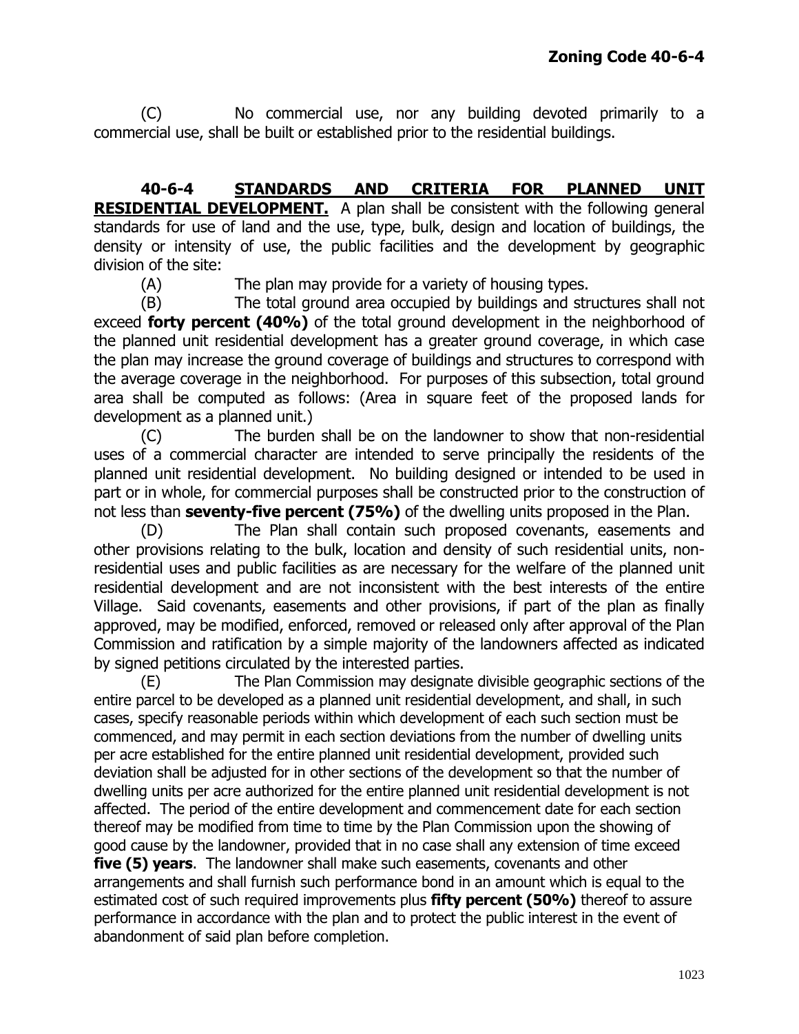(C) No commercial use, nor any building devoted primarily to a commercial use, shall be built or established prior to the residential buildings.

**40-6-4 STANDARDS AND CRITERIA FOR PLANNED UNIT RESIDENTIAL DEVELOPMENT.** A plan shall be consistent with the following general standards for use of land and the use, type, bulk, design and location of buildings, the density or intensity of use, the public facilities and the development by geographic division of the site:

(A) The plan may provide for a variety of housing types.

(B) The total ground area occupied by buildings and structures shall not exceed **forty percent (40%)** of the total ground development in the neighborhood of the planned unit residential development has a greater ground coverage, in which case the plan may increase the ground coverage of buildings and structures to correspond with the average coverage in the neighborhood. For purposes of this subsection, total ground area shall be computed as follows: (Area in square feet of the proposed lands for development as a planned unit.)

(C) The burden shall be on the landowner to show that non-residential uses of a commercial character are intended to serve principally the residents of the planned unit residential development. No building designed or intended to be used in part or in whole, for commercial purposes shall be constructed prior to the construction of not less than **seventy-five percent (75%)** of the dwelling units proposed in the Plan.

(D) The Plan shall contain such proposed covenants, easements and other provisions relating to the bulk, location and density of such residential units, non-residential uses and public facilities as are necessary for the welfare of the planned unit residential development and are not inconsistent with the best interests of the entire Village. Said covenants, easements and other provisions, if part of the plan as finally approved, may be modified, enforced, removed or released only after approval of the Plan Commission and ratification by a simple majority of the landowners affected as indicated by signed petitions circulated by the interested parties.

(E) The Plan Commission may designate divisible geographic sections of the entire parcel to be developed as a planned unit residential development, and shall, in such cases, specify reasonable periods within which development of each such section must be commenced, and may permit in each section deviations from the number of dwelling units per acre established for the entire planned unit residential development, provided such deviation shall be adjusted for in other sections of the development so that the number of dwelling units per acre authorized for the entire planned unit residential development is not affected. The period of the entire development and commencement date for each section thereof may be modified from time to time by the Plan Commission upon the showing of good cause by the landowner, provided that in no case shall any extension of time exceed **five (5) years**. The landowner shall make such easements, covenants and other arrangements and shall furnish such performance bond in an amount which is equal to the estimated cost of such required improvements plus **fifty percent (50%)** thereof to assure performance in accordance with the plan and to protect the public interest in the event of abandonment of said plan before completion.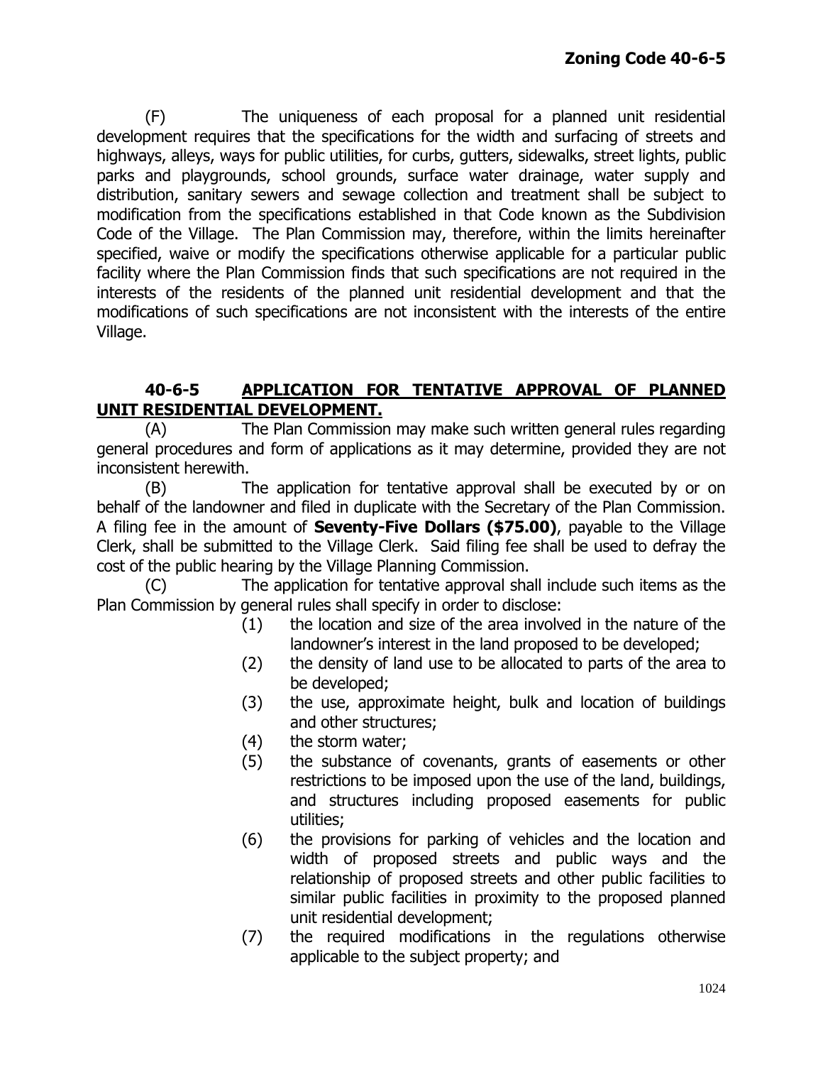(F) The uniqueness of each proposal for a planned unit residential development requires that the specifications for the width and surfacing of streets and highways, alleys, ways for public utilities, for curbs, gutters, sidewalks, street lights, public parks and playgrounds, school grounds, surface water drainage, water supply and distribution, sanitary sewers and sewage collection and treatment shall be subject to modification from the specifications established in that Code known as the Subdivision Code of the Village. The Plan Commission may, therefore, within the limits hereinafter specified, waive or modify the specifications otherwise applicable for a particular public facility where the Plan Commission finds that such specifications are not required in the interests of the residents of the planned unit residential development and that the modifications of such specifications are not inconsistent with the interests of the entire Village.

## 40-6-5 APPLICATION FOR TENTATIVE APPROVAL OF PLANNED UNIT RESIDENTIAL DEVELOPMENT.

(A) The Plan Commission may make such written general rules regarding general procedures and form of applications as it may determine, provided they are not inconsistent herewith.

(B) The application for tentative approval shall be executed by or on behalf of the landowner and filed in duplicate with the Secretary of the Plan Commission. A filing fee in the amount of **Seventy-Five Dollars ($75.00)**, payable to the Village Clerk, shall be submitted to the Village Clerk. Said filing fee shall be used to defray the cost of the public hearing by the Village Planning Commission.

(C) The application for tentative approval shall include such items as the Plan Commission by general rules shall specify in order to disclose:

(1) the location and size of the area involved in the nature of the landowner's interest in the land proposed to be developed;

(2) the density of land use to be allocated to parts of the area to be developed;

(3) the use, approximate height, bulk and location of buildings and other structures;

(4) the storm water;

(5) the substance of covenants, grants of easements or other restrictions to be imposed upon the use of the land, buildings, and structures including proposed easements for public utilities;

(6) the provisions for parking of vehicles and the location and width of proposed streets and public ways and the relationship of proposed streets and other public facilities to similar public facilities in proximity to the proposed planned unit residential development;

(7) the required modifications in the regulations otherwise applicable to the subject property; and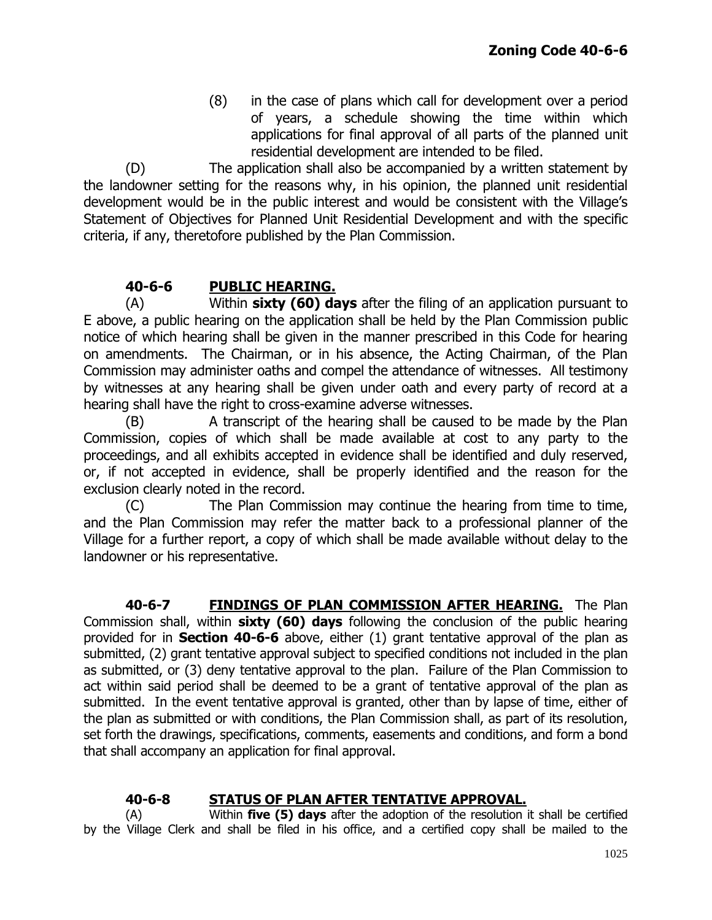(8) in the case of plans which call for development over a period of years, a schedule showing the time within which applications for final approval of all parts of the planned unit residential development are intended to be filed.

(D) The application shall also be accompanied by a written statement by the landowner setting for the reasons why, in his opinion, the planned unit residential development would be in the public interest and would be consistent with the Village's Statement of Objectives for Planned Unit Residential Development and with the specific criteria, if any, theretofore published by the Plan Commission.

## 40-6-6 PUBLIC HEARING.

(A) Within **sixty (60) days** after the filing of an application pursuant to E above, a public hearing on the application shall be held by the Plan Commission public notice of which hearing shall be given in the manner prescribed in this Code for hearing on amendments. The Chairman, or in his absence, the Acting Chairman, of the Plan Commission may administer oaths and compel the attendance of witnesses. All testimony by witnesses at any hearing shall be given under oath and every party of record at a hearing shall have the right to cross-examine adverse witnesses.

(B) A transcript of the hearing shall be caused to be made by the Plan Commission, copies of which shall be made available at cost to any party to the proceedings, and all exhibits accepted in evidence shall be identified and duly reserved, or, if not accepted in evidence, shall be properly identified and the reason for the exclusion clearly noted in the record.

(C) The Plan Commission may continue the hearing from time to time, and the Plan Commission may refer the matter back to a professional planner of the Village for a further report, a copy of which shall be made available without delay to the landowner or his representative.

**40-6-7 FINDINGS OF PLAN COMMISSION AFTER HEARING.** The Plan Commission shall, within **sixty (60) days** following the conclusion of the public hearing provided for in **Section 40-6-6** above, either (1) grant tentative approval of the plan as submitted, (2) grant tentative approval subject to specified conditions not included in the plan as submitted, or (3) deny tentative approval to the plan. Failure of the Plan Commission to act within said period shall be deemed to be a grant of tentative approval of the plan as submitted. In the event tentative approval is granted, other than by lapse of time, either of the plan as submitted or with conditions, the Plan Commission shall, as part of its resolution, set forth the drawings, specifications, comments, easements and conditions, and form a bond that shall accompany an application for final approval.

## 40-6-8 STATUS OF PLAN AFTER TENTATIVE APPROVAL.

(A) Within **five (5) days** after the adoption of the resolution it shall be certified by the Village Clerk and shall be filed in his office, and a certified copy shall be mailed to the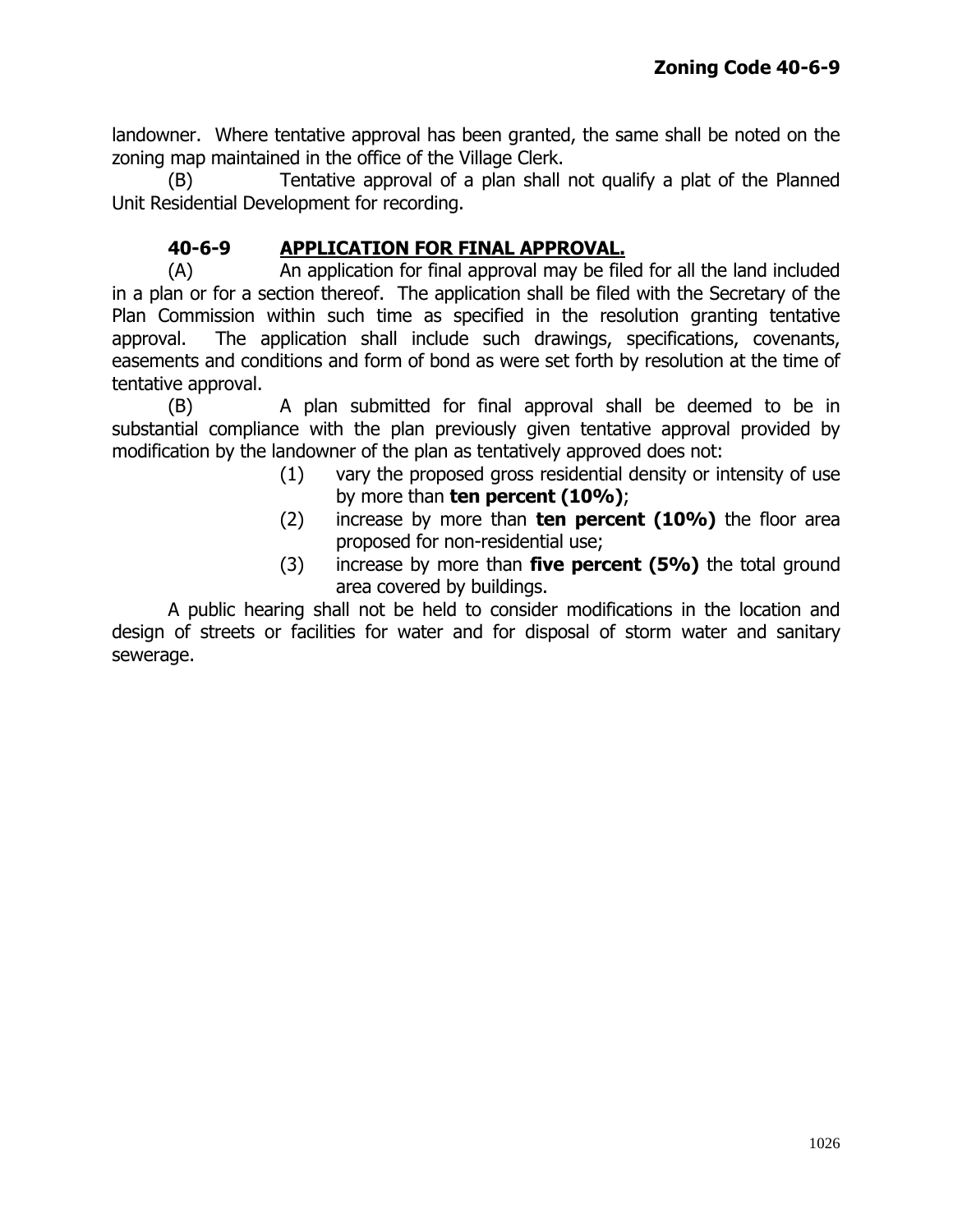landowner. Where tentative approval has been granted, the same shall be noted on the zoning map maintained in the office of the Village Clerk.

(B) Tentative approval of a plan shall not qualify a plat of the Planned Unit Residential Development for recording.

### 40-6-9 APPLICATION FOR FINAL APPROVAL.

(A) An application for final approval may be filed for all the land included in a plan or for a section thereof. The application shall be filed with the Secretary of the Plan Commission within such time as specified in the resolution granting tentative approval. The application shall include such drawings, specifications, covenants, easements and conditions and form of bond as were set forth by resolution at the time of tentative approval.

(B) A plan submitted for final approval shall be deemed to be in substantial compliance with the plan previously given tentative approval provided by modification by the landowner of the plan as tentatively approved does not:

(1) vary the proposed gross residential density or intensity of use by more than **ten percent (10%)**;

(2) increase by more than **ten percent (10%)** the floor area proposed for non-residential use;

(3) increase by more than **five percent (5%)** the total ground area covered by buildings.

A public hearing shall not be held to consider modifications in the location and design of streets or facilities for water and for disposal of storm water and sanitary sewerage.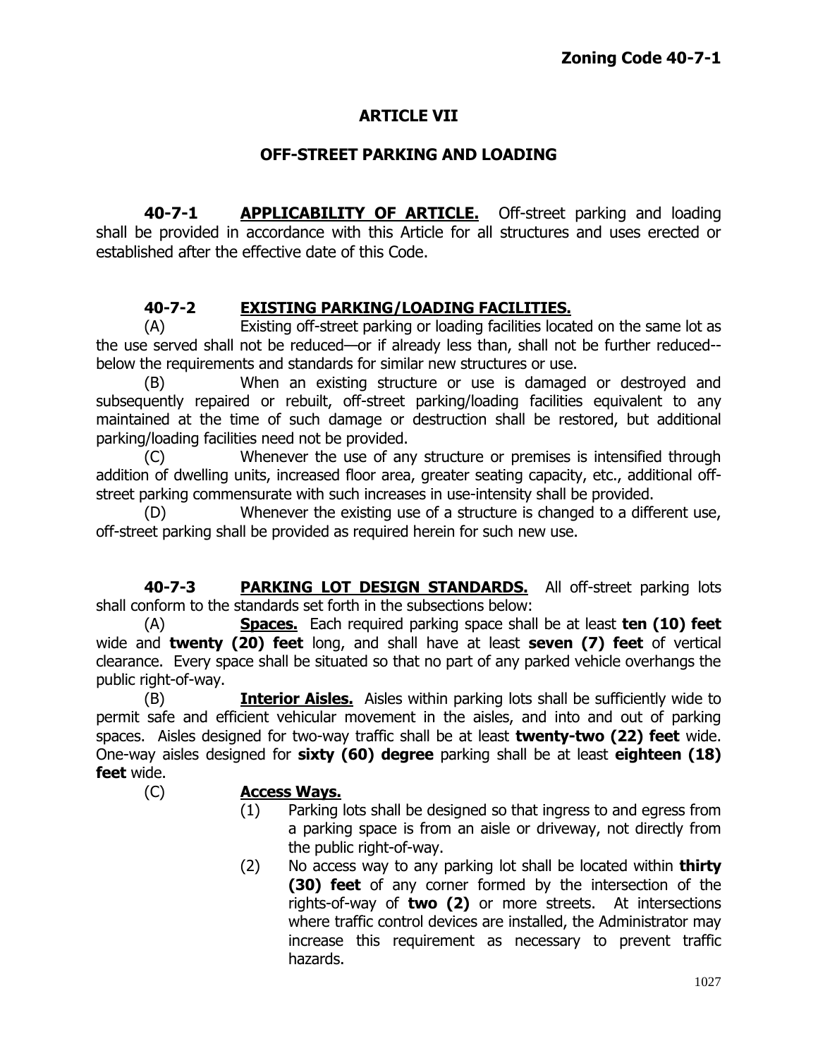# ARTICLE VII

## OFF-STREET PARKING AND LOADING

**40-7-1** **APPLICABILITY OF ARTICLE.** Off-street parking and loading shall be provided in accordance with this Article for all structures and uses erected or established after the effective date of this Code.

**40-7-2** **EXISTING PARKING/LOADING FACILITIES.**

(A) Existing off-street parking or loading facilities located on the same lot as the use served shall not be reduced—or if already less than, shall not be further reduced--below the requirements and standards for similar new structures or use.

(B) When an existing structure or use is damaged or destroyed and subsequently repaired or rebuilt, off-street parking/loading facilities equivalent to any maintained at the time of such damage or destruction shall be restored, but additional parking/loading facilities need not be provided.

(C) Whenever the use of any structure or premises is intensified through addition of dwelling units, increased floor area, greater seating capacity, etc., additional off-street parking commensurate with such increases in use-intensity shall be provided.

(D) Whenever the existing use of a structure is changed to a different use, off-street parking shall be provided as required herein for such new use.

**40-7-3** **PARKING LOT DESIGN STANDARDS.** All off-street parking lots shall conform to the standards set forth in the subsections below:

(A) **Spaces.** Each required parking space shall be at least **ten (10) feet** wide and **twenty (20) feet** long, and shall have at least **seven (7) feet** of vertical clearance. Every space shall be situated so that no part of any parked vehicle overhangs the public right-of-way.

(B) **Interior Aisles.** Aisles within parking lots shall be sufficiently wide to permit safe and efficient vehicular movement in the aisles, and into and out of parking spaces. Aisles designed for two-way traffic shall be at least **twenty-two (22) feet** wide. One-way aisles designed for **sixty (60) degree** parking shall be at least **eighteen (18) feet** wide.

(C) **Access Ways.**

(1) Parking lots shall be designed so that ingress to and egress from a parking space is from an aisle or driveway, not directly from the public right-of-way.

(2) No access way to any parking lot shall be located within **thirty (30) feet** of any corner formed by the intersection of the rights-of-way of **two (2)** or more streets. At intersections where traffic control devices are installed, the Administrator may increase this requirement as necessary to prevent traffic hazards.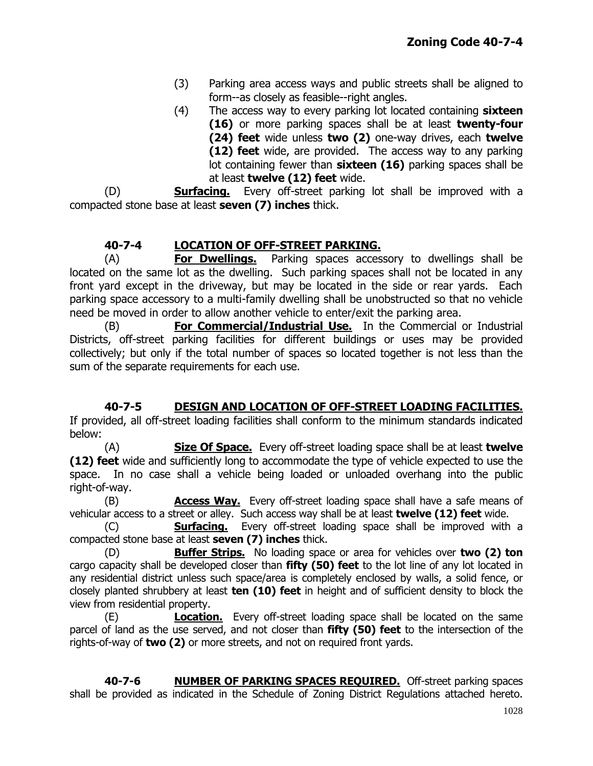(3) Parking area access ways and public streets shall be aligned to form--as closely as feasible--right angles.

(4) The access way to every parking lot located containing **sixteen (16)** or more parking spaces shall be at least **twenty-four (24) feet** wide unless **two (2)** one-way drives, each **twelve (12) feet** wide, are provided. The access way to any parking lot containing fewer than **sixteen (16)** parking spaces shall be at least **twelve (12) feet** wide.

(D) **Surfacing.** Every off-street parking lot shall be improved with a compacted stone base at least **seven (7) inches** thick.

## 40-7-4 LOCATION OF OFF-STREET PARKING.

(A) **For Dwellings.** Parking spaces accessory to dwellings shall be located on the same lot as the dwelling. Such parking spaces shall not be located in any front yard except in the driveway, but may be located in the side or rear yards. Each parking space accessory to a multi-family dwelling shall be unobstructed so that no vehicle need be moved in order to allow another vehicle to enter/exit the parking area.

(B) **For Commercial/Industrial Use.** In the Commercial or Industrial Districts, off-street parking facilities for different buildings or uses may be provided collectively; but only if the total number of spaces so located together is not less than the sum of the separate requirements for each use.

## 40-7-5 DESIGN AND LOCATION OF OFF-STREET LOADING FACILITIES.

If provided, all off-street loading facilities shall conform to the minimum standards indicated below:

(A) **Size Of Space.** Every off-street loading space shall be at least **twelve (12) feet** wide and sufficiently long to accommodate the type of vehicle expected to use the space. In no case shall a vehicle being loaded or unloaded overhang into the public right-of-way.

(B) **Access Way.** Every off-street loading space shall have a safe means of vehicular access to a street or alley. Such access way shall be at least **twelve (12) feet** wide.

(C) **Surfacing.** Every off-street loading space shall be improved with a compacted stone base at least **seven (7) inches** thick.

(D) **Buffer Strips.** No loading space or area for vehicles over **two (2) ton** cargo capacity shall be developed closer than **fifty (50) feet** to the lot line of any lot located in any residential district unless such space/area is completely enclosed by walls, a solid fence, or closely planted shrubbery at least **ten (10) feet** in height and of sufficient density to block the view from residential property.

(E) **Location.** Every off-street loading space shall be located on the same parcel of land as the use served, and not closer than **fifty (50) feet** to the intersection of the rights-of-way of **two (2)** or more streets, and not on required front yards.

## 40-7-6 NUMBER OF PARKING SPACES REQUIRED.

Off-street parking spaces shall be provided as indicated in the Schedule of Zoning District Regulations attached hereto.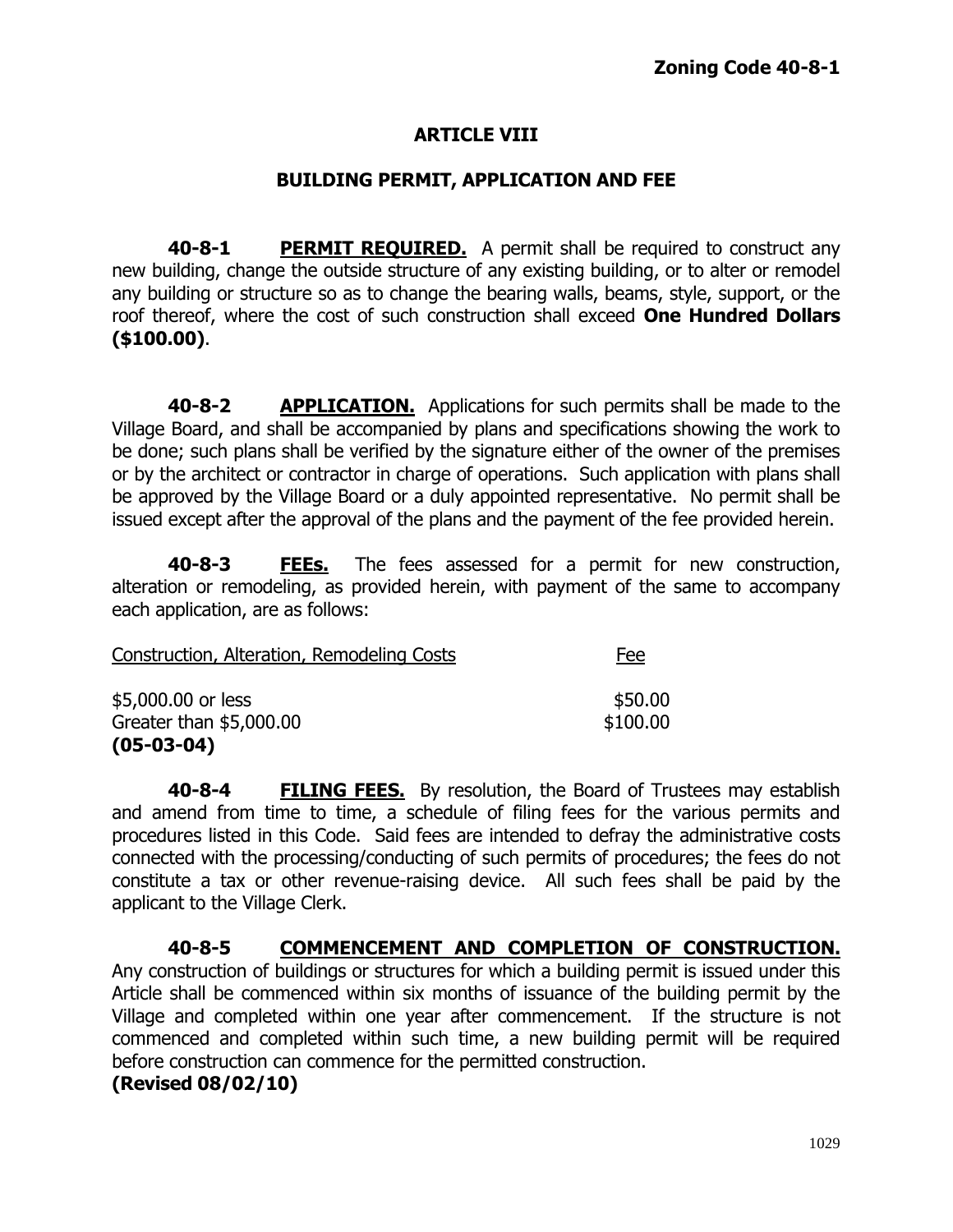# ARTICLE VIII

## BUILDING PERMIT, APPLICATION AND FEE

**40-8-1** **PERMIT REQUIRED.** A permit shall be required to construct any new building, change the outside structure of any existing building, or to alter or remodel any building or structure so as to change the bearing walls, beams, style, support, or the roof thereof, where the cost of such construction shall exceed **One Hundred Dollars ($100.00)**.

**40-8-2** **APPLICATION.** Applications for such permits shall be made to the Village Board, and shall be accompanied by plans and specifications showing the work to be done; such plans shall be verified by the signature either of the owner of the premises or by the architect or contractor in charge of operations. Such application with plans shall be approved by the Village Board or a duly appointed representative. No permit shall be issued except after the approval of the plans and the payment of the fee provided herein.

**40-8-3** **FEEs.** The fees assessed for a permit for new construction, alteration or remodeling, as provided herein, with payment of the same to accompany each application, are as follows:

| Construction, Alteration, Remodeling Costs | Fee |
|---|---|
| $5,000.00 or less | $50.00 |
| Greater than $5,000.00 | $100.00 |

**(05-03-04)**

**40-8-4** **FILING FEES.** By resolution, the Board of Trustees may establish and amend from time to time, a schedule of filing fees for the various permits and procedures listed in this Code. Said fees are intended to defray the administrative costs connected with the processing/conducting of such permits of procedures; the fees do not constitute a tax or other revenue-raising device. All such fees shall be paid by the applicant to the Village Clerk.

**40-8-5** **COMMENCEMENT AND COMPLETION OF CONSTRUCTION.** Any construction of buildings or structures for which a building permit is issued under this Article shall be commenced within six months of issuance of the building permit by the Village and completed within one year after commencement. If the structure is not commenced and completed within such time, a new building permit will be required before construction can commence for the permitted construction.

**(Revised 08/02/10)**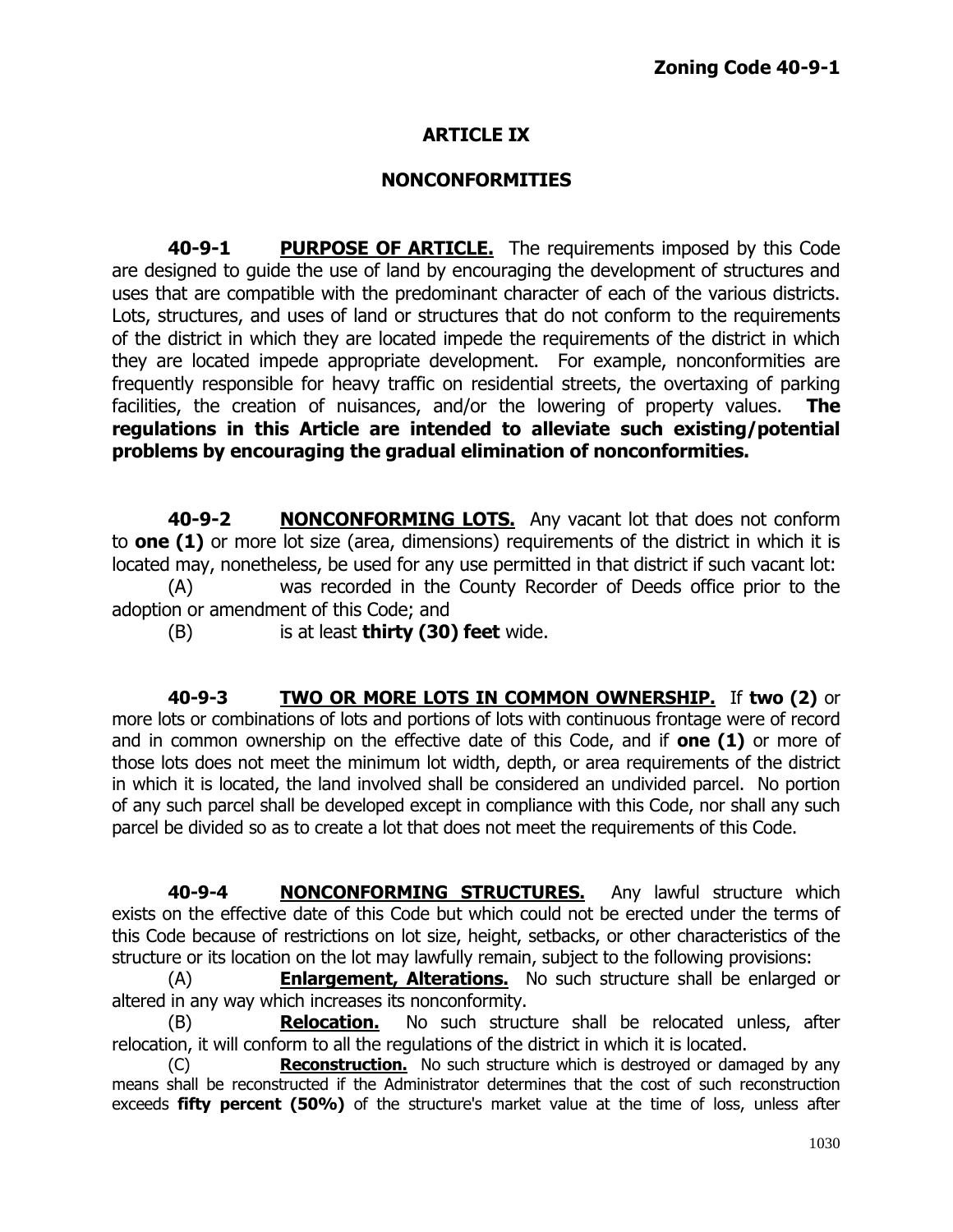## ARTICLE IX

## NONCONFORMITIES

**40-9-1 PURPOSE OF ARTICLE.** The requirements imposed by this Code are designed to guide the use of land by encouraging the development of structures and uses that are compatible with the predominant character of each of the various districts. Lots, structures, and uses of land or structures that do not conform to the requirements of the district in which they are located impede the requirements of the district in which they are located impede appropriate development. For example, nonconformities are frequently responsible for heavy traffic on residential streets, the overtaxing of parking facilities, the creation of nuisances, and/or the lowering of property values. **The regulations in this Article are intended to alleviate such existing/potential problems by encouraging the gradual elimination of nonconformities.**

**40-9-2 NONCONFORMING LOTS.** Any vacant lot that does not conform to **one (1)** or more lot size (area, dimensions) requirements of the district in which it is located may, nonetheless, be used for any use permitted in that district if such vacant lot:

(A) was recorded in the County Recorder of Deeds office prior to the adoption or amendment of this Code; and

(B) is at least **thirty (30) feet** wide.

**40-9-3 TWO OR MORE LOTS IN COMMON OWNERSHIP.** If **two (2)** or more lots or combinations of lots and portions of lots with continuous frontage were of record and in common ownership on the effective date of this Code, and if **one (1)** or more of those lots does not meet the minimum lot width, depth, or area requirements of the district in which it is located, the land involved shall be considered an undivided parcel. No portion of any such parcel shall be developed except in compliance with this Code, nor shall any such parcel be divided so as to create a lot that does not meet the requirements of this Code.

**40-9-4 NONCONFORMING STRUCTURES.** Any lawful structure which exists on the effective date of this Code but which could not be erected under the terms of this Code because of restrictions on lot size, height, setbacks, or other characteristics of the structure or its location on the lot may lawfully remain, subject to the following provisions:

(A) **Enlargement, Alterations.** No such structure shall be enlarged or altered in any way which increases its nonconformity.

(B) **Relocation.** No such structure shall be relocated unless, after relocation, it will conform to all the regulations of the district in which it is located.

(C) **Reconstruction.** No such structure which is destroyed or damaged by any means shall be reconstructed if the Administrator determines that the cost of such reconstruction exceeds **fifty percent (50%)** of the structure's market value at the time of loss, unless after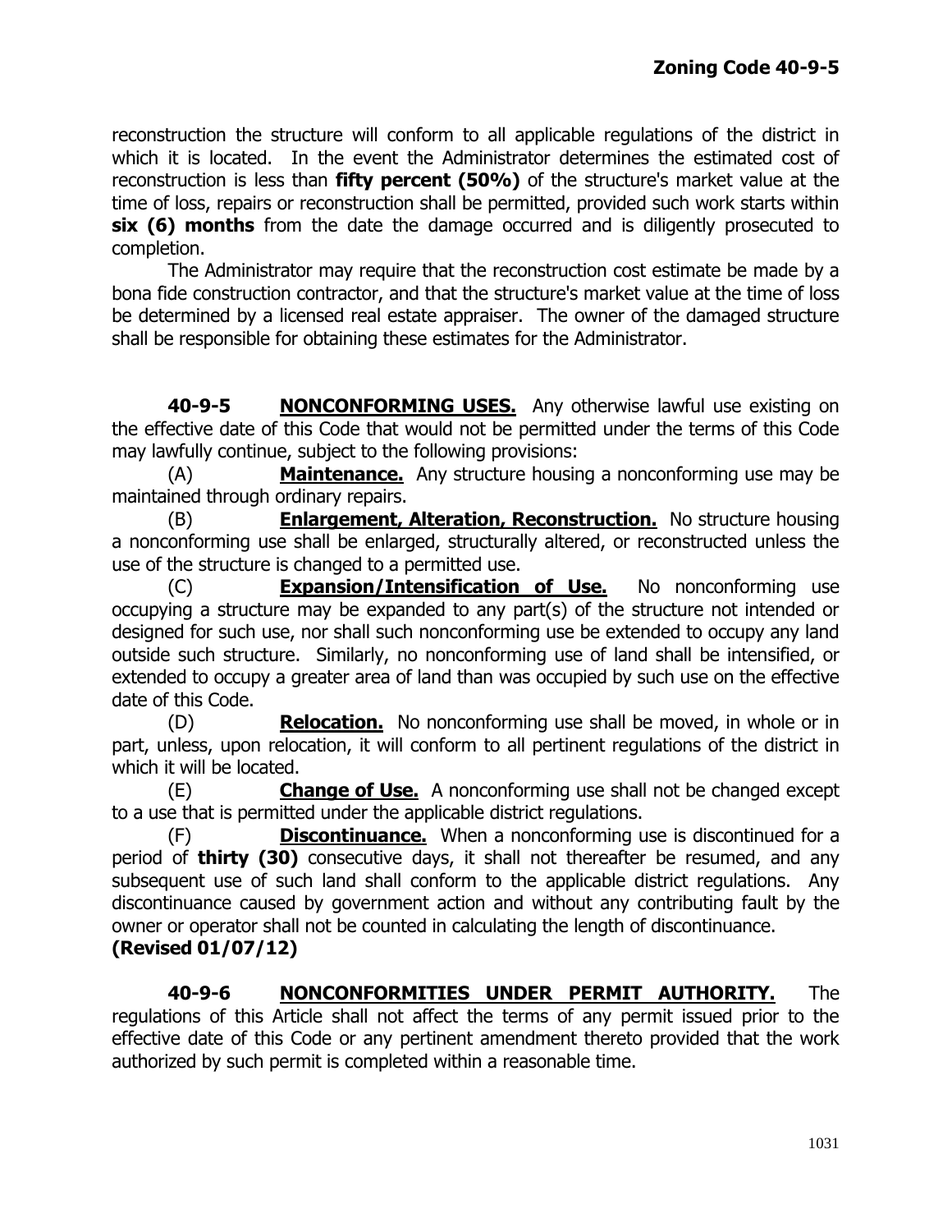reconstruction the structure will conform to all applicable regulations of the district in which it is located. In the event the Administrator determines the estimated cost of reconstruction is less than **fifty percent (50%)** of the structure's market value at the time of loss, repairs or reconstruction shall be permitted, provided such work starts within **six (6) months** from the date the damage occurred and is diligently prosecuted to completion.

The Administrator may require that the reconstruction cost estimate be made by a bona fide construction contractor, and that the structure's market value at the time of loss be determined by a licensed real estate appraiser. The owner of the damaged structure shall be responsible for obtaining these estimates for the Administrator.

**40-9-5** **NONCONFORMING USES.** Any otherwise lawful use existing on the effective date of this Code that would not be permitted under the terms of this Code may lawfully continue, subject to the following provisions:

(A) **Maintenance.** Any structure housing a nonconforming use may be maintained through ordinary repairs.

(B) **Enlargement, Alteration, Reconstruction.** No structure housing a nonconforming use shall be enlarged, structurally altered, or reconstructed unless the use of the structure is changed to a permitted use.

(C) **Expansion/Intensification of Use.** No nonconforming use occupying a structure may be expanded to any part(s) of the structure not intended or designed for such use, nor shall such nonconforming use be extended to occupy any land outside such structure. Similarly, no nonconforming use of land shall be intensified, or extended to occupy a greater area of land than was occupied by such use on the effective date of this Code.

(D) **Relocation.** No nonconforming use shall be moved, in whole or in part, unless, upon relocation, it will conform to all pertinent regulations of the district in which it will be located.

(E) **Change of Use.** A nonconforming use shall not be changed except to a use that is permitted under the applicable district regulations.

(F) **Discontinuance.** When a nonconforming use is discontinued for a period of **thirty (30)** consecutive days, it shall not thereafter be resumed, and any subsequent use of such land shall conform to the applicable district regulations. Any discontinuance caused by government action and without any contributing fault by the owner or operator shall not be counted in calculating the length of discontinuance.
**(Revised 01/07/12)**

**40-9-6** **NONCONFORMITIES UNDER PERMIT AUTHORITY.** The regulations of this Article shall not affect the terms of any permit issued prior to the effective date of this Code or any pertinent amendment thereto provided that the work authorized by such permit is completed within a reasonable time.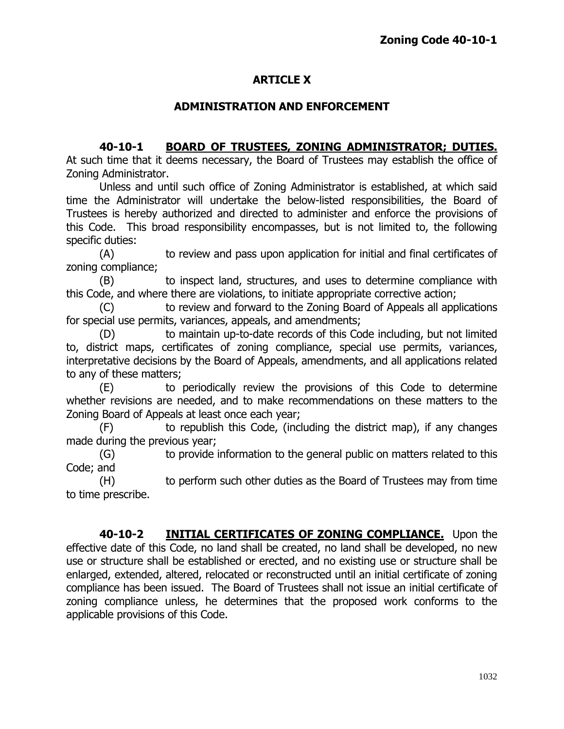## ARTICLE X

## ADMINISTRATION AND ENFORCEMENT

**40-10-1 BOARD OF TRUSTEES, ZONING ADMINISTRATOR; DUTIES.** At such time that it deems necessary, the Board of Trustees may establish the office of Zoning Administrator.

Unless and until such office of Zoning Administrator is established, at which said time the Administrator will undertake the below-listed responsibilities, the Board of Trustees is hereby authorized and directed to administer and enforce the provisions of this Code. This broad responsibility encompasses, but is not limited to, the following specific duties:

(A) to review and pass upon application for initial and final certificates of zoning compliance;

(B) to inspect land, structures, and uses to determine compliance with this Code, and where there are violations, to initiate appropriate corrective action;

(C) to review and forward to the Zoning Board of Appeals all applications for special use permits, variances, appeals, and amendments;

(D) to maintain up-to-date records of this Code including, but not limited to, district maps, certificates of zoning compliance, special use permits, variances, interpretative decisions by the Board of Appeals, amendments, and all applications related to any of these matters;

(E) to periodically review the provisions of this Code to determine whether revisions are needed, and to make recommendations on these matters to the Zoning Board of Appeals at least once each year;

(F) to republish this Code, (including the district map), if any changes made during the previous year;

(G) to provide information to the general public on matters related to this Code; and

(H) to perform such other duties as the Board of Trustees may from time to time prescribe.

**40-10-2 INITIAL CERTIFICATES OF ZONING COMPLIANCE.** Upon the effective date of this Code, no land shall be created, no land shall be developed, no new use or structure shall be established or erected, and no existing use or structure shall be enlarged, extended, altered, relocated or reconstructed until an initial certificate of zoning compliance has been issued. The Board of Trustees shall not issue an initial certificate of zoning compliance unless, he determines that the proposed work conforms to the applicable provisions of this Code.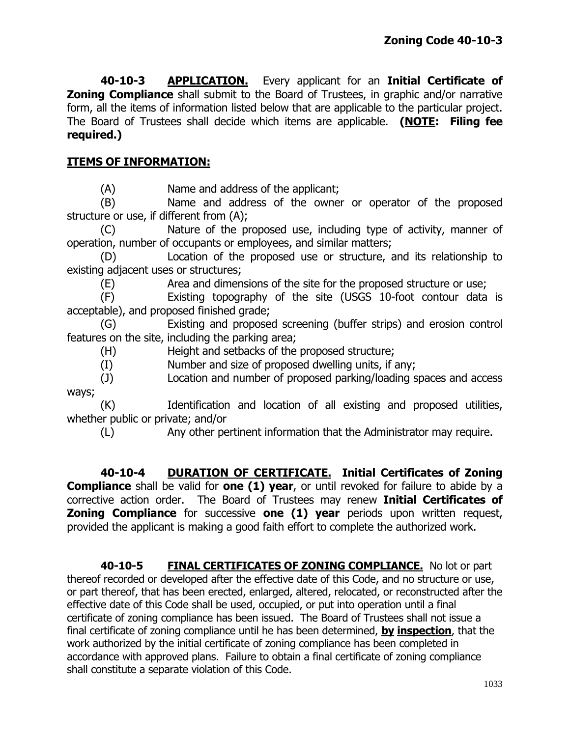**40-10-3 <u>APPLICATION.</u>** Every applicant for an **Initial Certificate of Zoning Compliance** shall submit to the Board of Trustees, in graphic and/or narrative form, all the items of information listed below that are applicable to the particular project. The Board of Trustees shall decide which items are applicable. **(<u>NOTE</u>: Filing fee required.)**

**<u>ITEMS OF INFORMATION:</u>**

(A) Name and address of the applicant;

(B) Name and address of the owner or operator of the proposed structure or use, if different from (A);

(C) Nature of the proposed use, including type of activity, manner of operation, number of occupants or employees, and similar matters;

(D) Location of the proposed use or structure, and its relationship to existing adjacent uses or structures;

(E) Area and dimensions of the site for the proposed structure or use;

(F) Existing topography of the site (USGS 10-foot contour data is acceptable), and proposed finished grade;

(G) Existing and proposed screening (buffer strips) and erosion control features on the site, including the parking area;

(H) Height and setbacks of the proposed structure;

(I) Number and size of proposed dwelling units, if any;

(J) Location and number of proposed parking/loading spaces and access ways;

(K) Identification and location of all existing and proposed utilities, whether public or private; and/or

(L) Any other pertinent information that the Administrator may require.

**40-10-4 <u>DURATION OF CERTIFICATE.</u> Initial Certificates of Zoning Compliance** shall be valid for **one (1) year**, or until revoked for failure to abide by a corrective action order. The Board of Trustees may renew **Initial Certificates of Zoning Compliance** for successive **one (1) year** periods upon written request, provided the applicant is making a good faith effort to complete the authorized work.

**40-10-5 <u>FINAL CERTIFICATES OF ZONING COMPLIANCE.</u>** No lot or part thereof recorded or developed after the effective date of this Code, and no structure or use, or part thereof, that has been erected, enlarged, altered, relocated, or reconstructed after the effective date of this Code shall be used, occupied, or put into operation until a final certificate of zoning compliance has been issued. The Board of Trustees shall not issue a final certificate of zoning compliance until he has been determined, **<u>by</u> <u>inspection</u>**, that the work authorized by the initial certificate of zoning compliance has been completed in accordance with approved plans. Failure to obtain a final certificate of zoning compliance shall constitute a separate violation of this Code.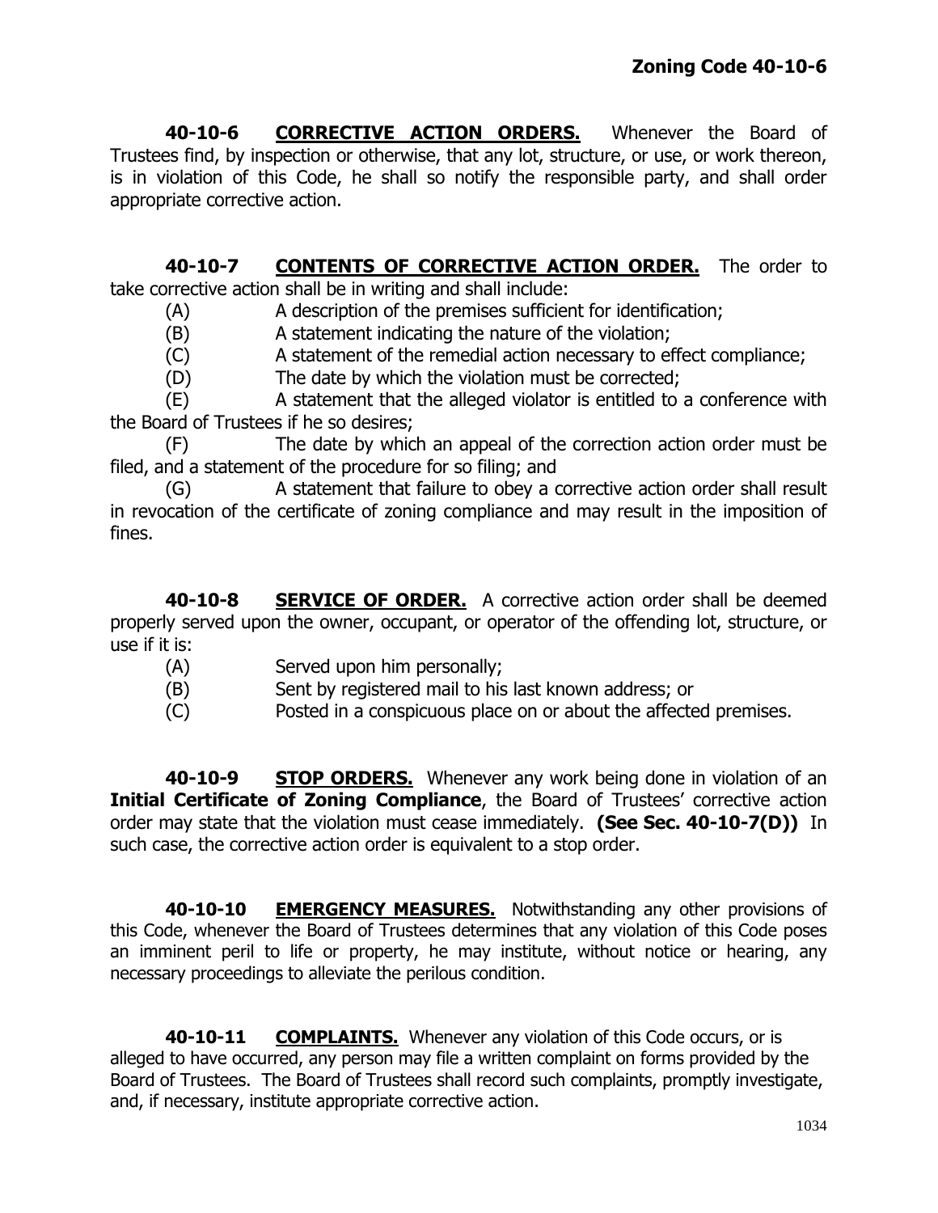**40-10-6 CORRECTIVE ACTION ORDERS.** Whenever the Board of Trustees find, by inspection or otherwise, that any lot, structure, or use, or work thereon, is in violation of this Code, he shall so notify the responsible party, and shall order appropriate corrective action.

**40-10-7 CONTENTS OF CORRECTIVE ACTION ORDER.** The order to take corrective action shall be in writing and shall include:

(A) A description of the premises sufficient for identification;

(B) A statement indicating the nature of the violation;

(C) A statement of the remedial action necessary to effect compliance;

(D) The date by which the violation must be corrected;

(E) A statement that the alleged violator is entitled to a conference with the Board of Trustees if he so desires;

(F) The date by which an appeal of the correction action order must be filed, and a statement of the procedure for so filing; and

(G) A statement that failure to obey a corrective action order shall result in revocation of the certificate of zoning compliance and may result in the imposition of fines.

**40-10-8 SERVICE OF ORDER.** A corrective action order shall be deemed properly served upon the owner, occupant, or operator of the offending lot, structure, or use if it is:

(A) Served upon him personally;

(B) Sent by registered mail to his last known address; or

(C) Posted in a conspicuous place on or about the affected premises.

**40-10-9 STOP ORDERS.** Whenever any work being done in violation of an **Initial Certificate of Zoning Compliance**, the Board of Trustees' corrective action order may state that the violation must cease immediately. **(See Sec. 40-10-7(D))** In such case, the corrective action order is equivalent to a stop order.

**40-10-10 EMERGENCY MEASURES.** Notwithstanding any other provisions of this Code, whenever the Board of Trustees determines that any violation of this Code poses an imminent peril to life or property, he may institute, without notice or hearing, any necessary proceedings to alleviate the perilous condition.

**40-10-11 COMPLAINTS.** Whenever any violation of this Code occurs, or is alleged to have occurred, any person may file a written complaint on forms provided by the Board of Trustees. The Board of Trustees shall record such complaints, promptly investigate, and, if necessary, institute appropriate corrective action.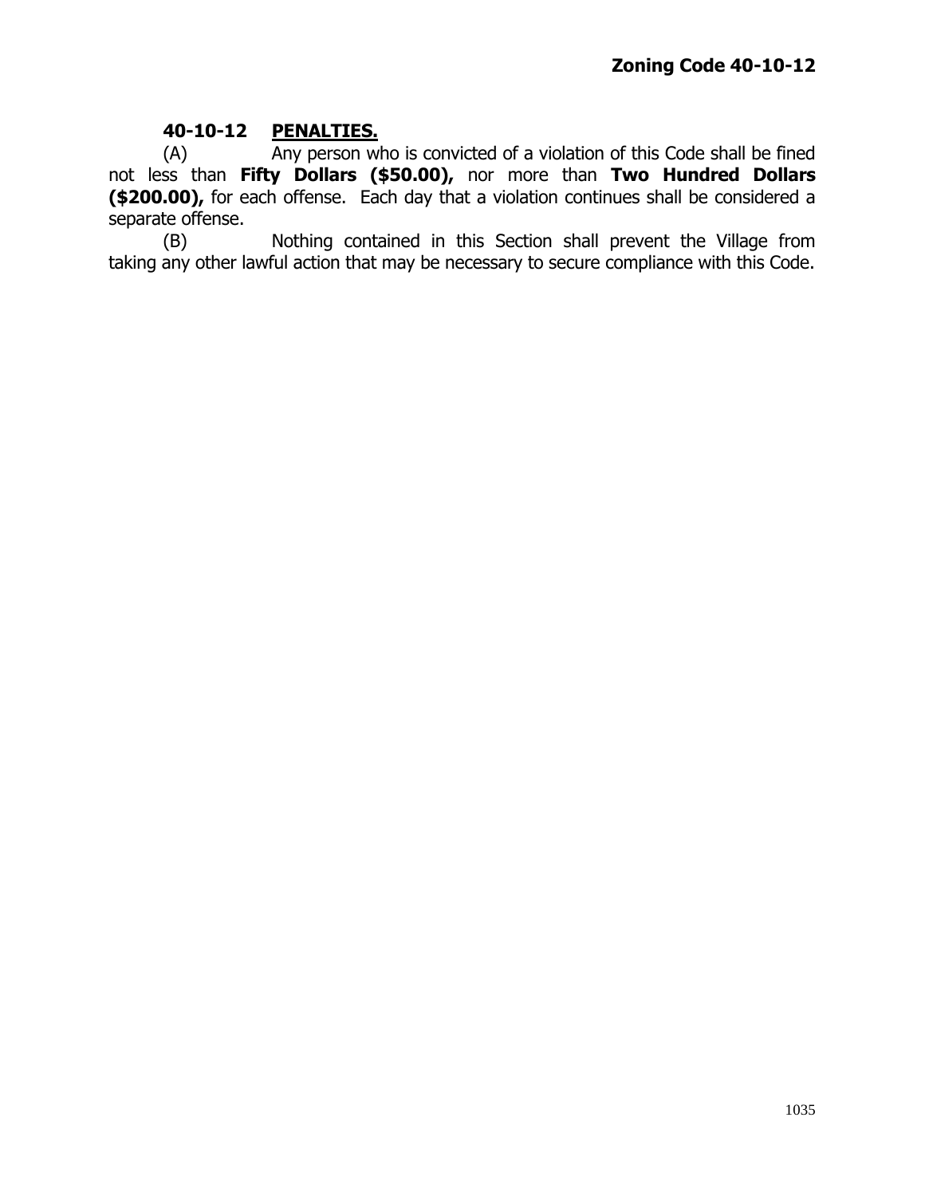## 40-10-12 PENALTIES.

(A) Any person who is convicted of a violation of this Code shall be fined not less than **Fifty Dollars ($50.00),** nor more than **Two Hundred Dollars ($200.00),** for each offense. Each day that a violation continues shall be considered a separate offense.

(B) Nothing contained in this Section shall prevent the Village from taking any other lawful action that may be necessary to secure compliance with this Code.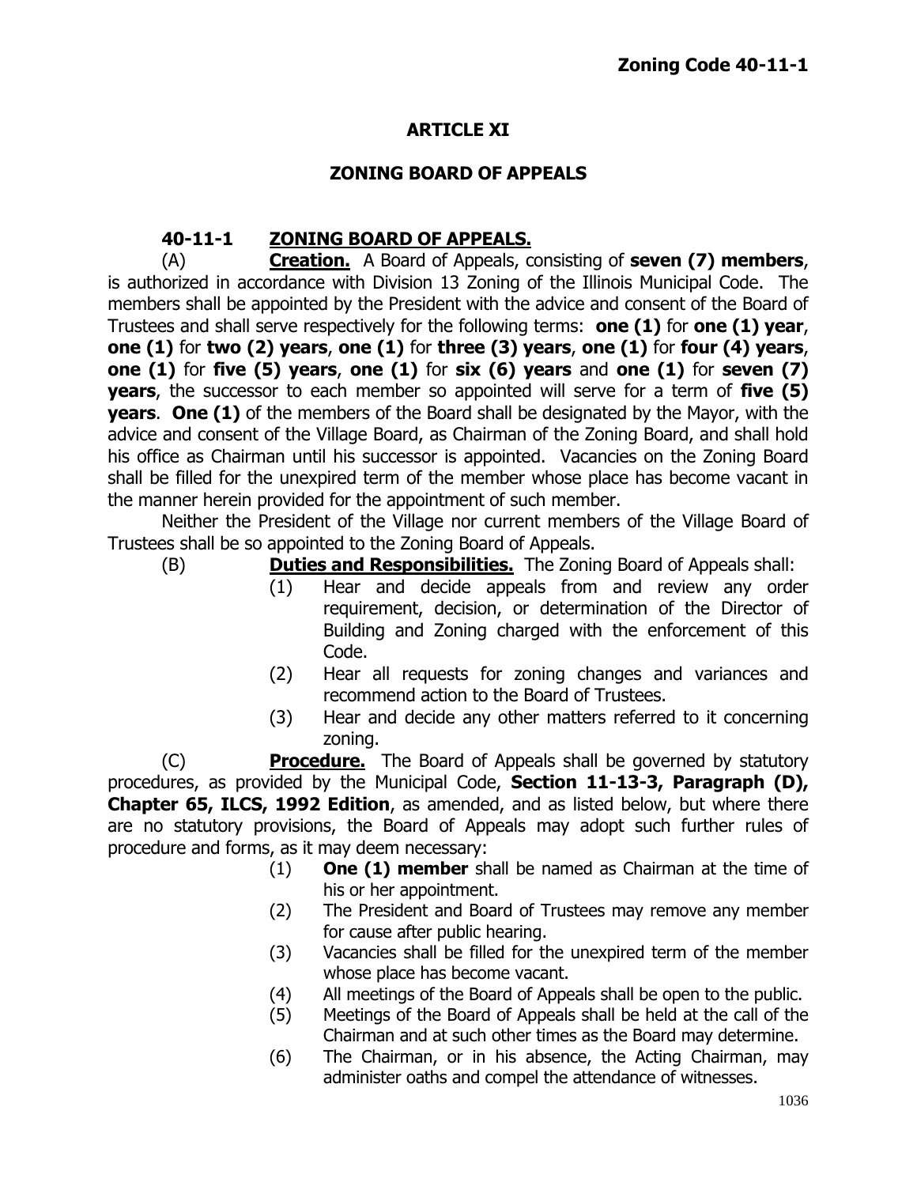# ARTICLE XI

## ZONING BOARD OF APPEALS

### 40-11-1 ZONING BOARD OF APPEALS.

(A) **Creation.** A Board of Appeals, consisting of **seven (7) members**, is authorized in accordance with Division 13 Zoning of the Illinois Municipal Code. The members shall be appointed by the President with the advice and consent of the Board of Trustees and shall serve respectively for the following terms: **one (1)** for **one (1) year**, **one (1)** for **two (2) years**, **one (1)** for **three (3) years**, **one (1)** for **four (4) years**, **one (1)** for **five (5) years**, **one (1)** for **six (6) years** and **one (1)** for **seven (7) years**, the successor to each member so appointed will serve for a term of **five (5) years**. **One (1)** of the members of the Board shall be designated by the Mayor, with the advice and consent of the Village Board, as Chairman of the Zoning Board, and shall hold his office as Chairman until his successor is appointed. Vacancies on the Zoning Board shall be filled for the unexpired term of the member whose place has become vacant in the manner herein provided for the appointment of such member.

Neither the President of the Village nor current members of the Village Board of Trustees shall be so appointed to the Zoning Board of Appeals.

(B) **Duties and Responsibilities.** The Zoning Board of Appeals shall:

(1) Hear and decide appeals from and review any order requirement, decision, or determination of the Director of Building and Zoning charged with the enforcement of this Code.

(2) Hear all requests for zoning changes and variances and recommend action to the Board of Trustees.

(3) Hear and decide any other matters referred to it concerning zoning.

(C) **Procedure.** The Board of Appeals shall be governed by statutory procedures, as provided by the Municipal Code, **Section 11-13-3, Paragraph (D), Chapter 65, ILCS, 1992 Edition**, as amended, and as listed below, but where there are no statutory provisions, the Board of Appeals may adopt such further rules of procedure and forms, as it may deem necessary:

(1) **One (1) member** shall be named as Chairman at the time of his or her appointment.

(2) The President and Board of Trustees may remove any member for cause after public hearing.

(3) Vacancies shall be filled for the unexpired term of the member whose place has become vacant.

(4) All meetings of the Board of Appeals shall be open to the public.

(5) Meetings of the Board of Appeals shall be held at the call of the Chairman and at such other times as the Board may determine.

(6) The Chairman, or in his absence, the Acting Chairman, may administer oaths and compel the attendance of witnesses.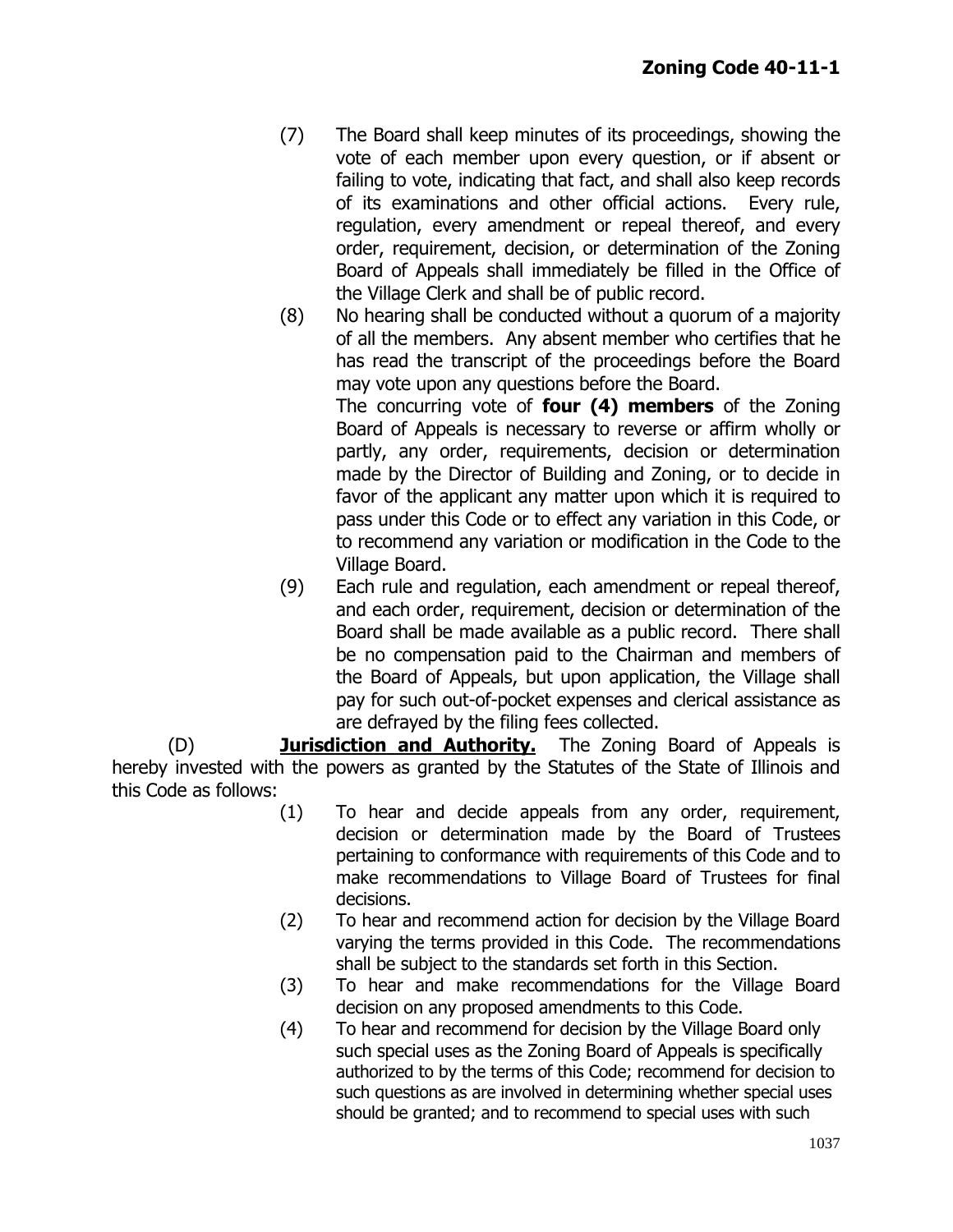(7) The Board shall keep minutes of its proceedings, showing the vote of each member upon every question, or if absent or failing to vote, indicating that fact, and shall also keep records of its examinations and other official actions. Every rule, regulation, every amendment or repeal thereof, and every order, requirement, decision, or determination of the Zoning Board of Appeals shall immediately be filled in the Office of the Village Clerk and shall be of public record.

(8) No hearing shall be conducted without a quorum of a majority of all the members. Any absent member who certifies that he has read the transcript of the proceedings before the Board may vote upon any questions before the Board.

The concurring vote of **four (4) members** of the Zoning Board of Appeals is necessary to reverse or affirm wholly or partly, any order, requirements, decision or determination made by the Director of Building and Zoning, or to decide in favor of the applicant any matter upon which it is required to pass under this Code or to effect any variation in this Code, or to recommend any variation or modification in the Code to the Village Board.

(9) Each rule and regulation, each amendment or repeal thereof, and each order, requirement, decision or determination of the Board shall be made available as a public record. There shall be no compensation paid to the Chairman and members of the Board of Appeals, but upon application, the Village shall pay for such out-of-pocket expenses and clerical assistance as are defrayed by the filing fees collected.

(D) **Jurisdiction and Authority.** The Zoning Board of Appeals is hereby invested with the powers as granted by the Statutes of the State of Illinois and this Code as follows:

(1) To hear and decide appeals from any order, requirement, decision or determination made by the Board of Trustees pertaining to conformance with requirements of this Code and to make recommendations to Village Board of Trustees for final decisions.

(2) To hear and recommend action for decision by the Village Board varying the terms provided in this Code. The recommendations shall be subject to the standards set forth in this Section.

(3) To hear and make recommendations for the Village Board decision on any proposed amendments to this Code.

(4) To hear and recommend for decision by the Village Board only such special uses as the Zoning Board of Appeals is specifically authorized to by the terms of this Code; recommend for decision to such questions as are involved in determining whether special uses should be granted; and to recommend to special uses with such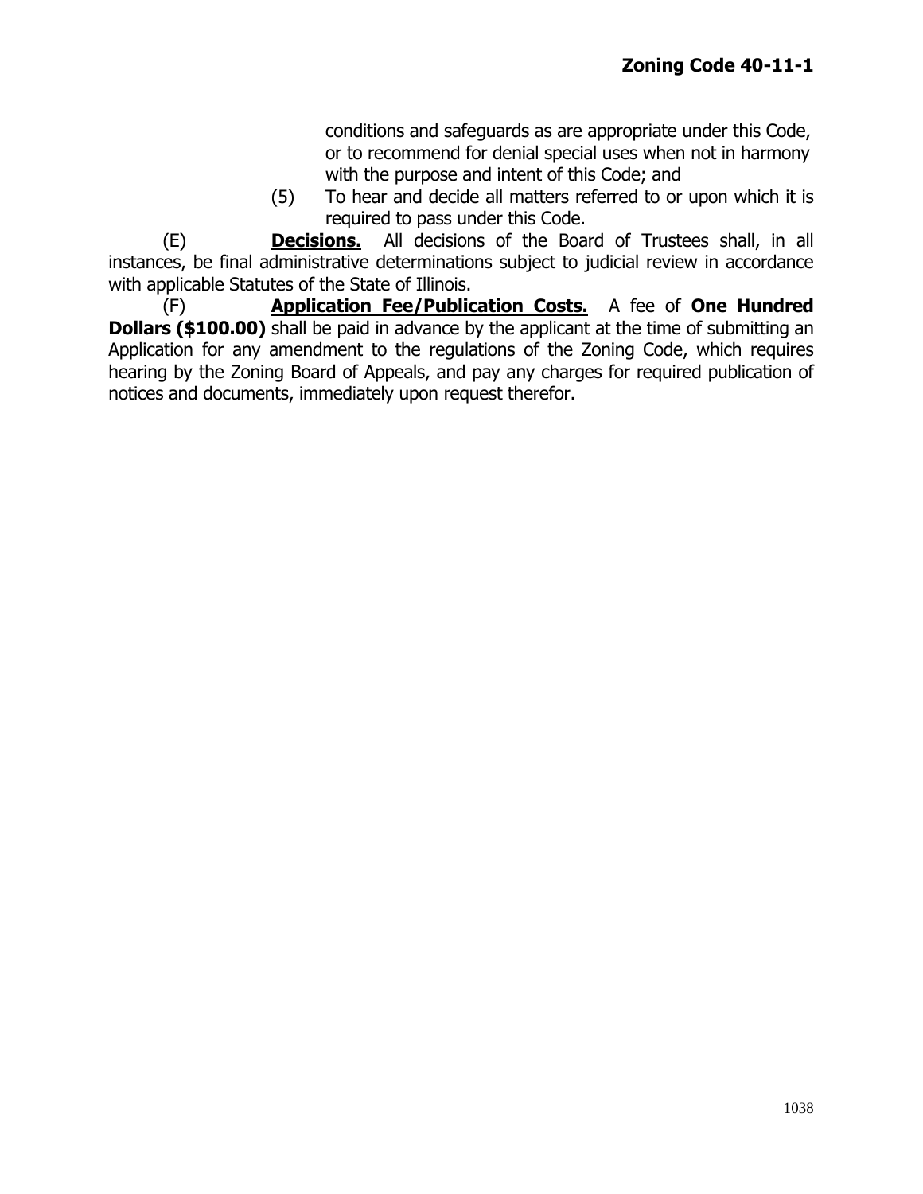conditions and safeguards as are appropriate under this Code, or to recommend for denial special uses when not in harmony with the purpose and intent of this Code; and

(5) To hear and decide all matters referred to or upon which it is required to pass under this Code.

(E) **Decisions.** All decisions of the Board of Trustees shall, in all instances, be final administrative determinations subject to judicial review in accordance with applicable Statutes of the State of Illinois.

(F) **Application Fee/Publication Costs.** A fee of **One Hundred Dollars ($100.00)** shall be paid in advance by the applicant at the time of submitting an Application for any amendment to the regulations of the Zoning Code, which requires hearing by the Zoning Board of Appeals, and pay any charges for required publication of notices and documents, immediately upon request therefor.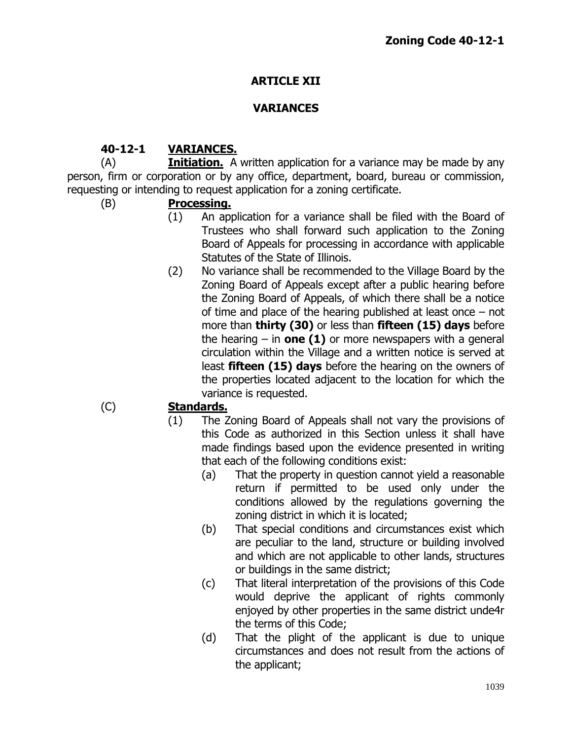# ARTICLE XII

## VARIANCES

### 40-12-1 VARIANCES.

(A) **Initiation.** A written application for a variance may be made by any person, firm or corporation or by any office, department, board, bureau or commission, requesting or intending to request application for a zoning certificate.

(B) **Processing.**

(1) An application for a variance shall be filed with the Board of Trustees who shall forward such application to the Zoning Board of Appeals for processing in accordance with applicable Statutes of the State of Illinois.

(2) No variance shall be recommended to the Village Board by the Zoning Board of Appeals except after a public hearing before the Zoning Board of Appeals, of which there shall be a notice of time and place of the hearing published at least once – not more than **thirty (30)** or less than **fifteen (15) days** before the hearing – in **one (1)** or more newspapers with a general circulation within the Village and a written notice is served at least **fifteen (15) days** before the hearing on the owners of the properties located adjacent to the location for which the variance is requested.

(C) **Standards.**

(1) The Zoning Board of Appeals shall not vary the provisions of this Code as authorized in this Section unless it shall have made findings based upon the evidence presented in writing that each of the following conditions exist:

(a) That the property in question cannot yield a reasonable return if permitted to be used only under the conditions allowed by the regulations governing the zoning district in which it is located;

(b) That special conditions and circumstances exist which are peculiar to the land, structure or building involved and which are not applicable to other lands, structures or buildings in the same district;

(c) That literal interpretation of the provisions of this Code would deprive the applicant of rights commonly enjoyed by other properties in the same district unde4r the terms of this Code;

(d) That the plight of the applicant is due to unique circumstances and does not result from the actions of the applicant;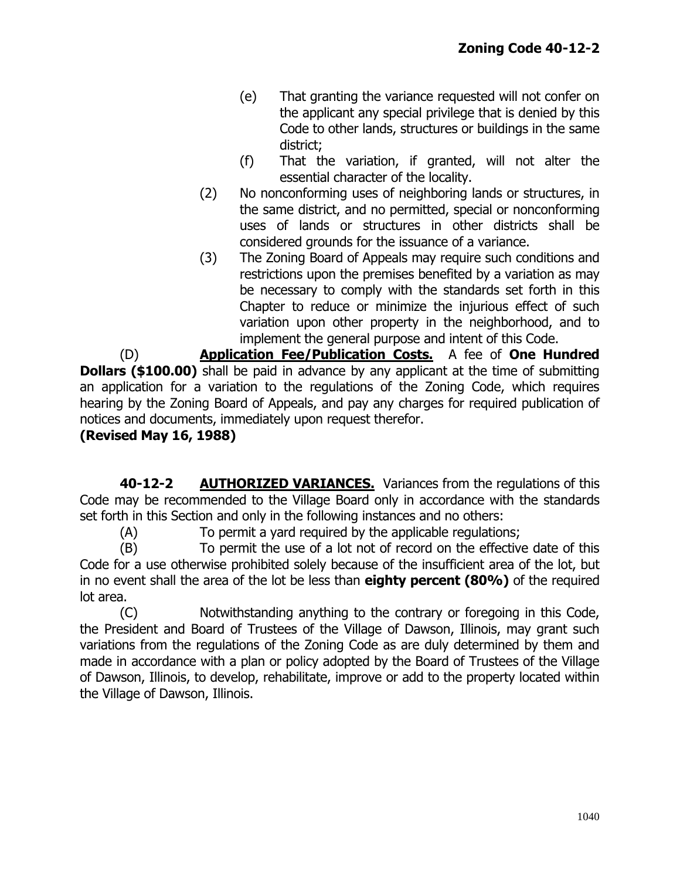(e) That granting the variance requested will not confer on the applicant any special privilege that is denied by this Code to other lands, structures or buildings in the same district;

(f) That the variation, if granted, will not alter the essential character of the locality.

(2) No nonconforming uses of neighboring lands or structures, in the same district, and no permitted, special or nonconforming uses of lands or structures in other districts shall be considered grounds for the issuance of a variance.

(3) The Zoning Board of Appeals may require such conditions and restrictions upon the premises benefited by a variation as may be necessary to comply with the standards set forth in this Chapter to reduce or minimize the injurious effect of such variation upon other property in the neighborhood, and to implement the general purpose and intent of this Code.

(D) **Application Fee/Publication Costs.** A fee of **One Hundred Dollars ($100.00)** shall be paid in advance by any applicant at the time of submitting an application for a variation to the regulations of the Zoning Code, which requires hearing by the Zoning Board of Appeals, and pay any charges for required publication of notices and documents, immediately upon request therefor.

**(Revised May 16, 1988)**

**40-12-2 AUTHORIZED VARIANCES.** Variances from the regulations of this Code may be recommended to the Village Board only in accordance with the standards set forth in this Section and only in the following instances and no others:

(A) To permit a yard required by the applicable regulations;

(B) To permit the use of a lot not of record on the effective date of this Code for a use otherwise prohibited solely because of the insufficient area of the lot, but in no event shall the area of the lot be less than **eighty percent (80%)** of the required lot area.

(C) Notwithstanding anything to the contrary or foregoing in this Code, the President and Board of Trustees of the Village of Dawson, Illinois, may grant such variations from the regulations of the Zoning Code as are duly determined by them and made in accordance with a plan or policy adopted by the Board of Trustees of the Village of Dawson, Illinois, to develop, rehabilitate, improve or add to the property located within the Village of Dawson, Illinois.